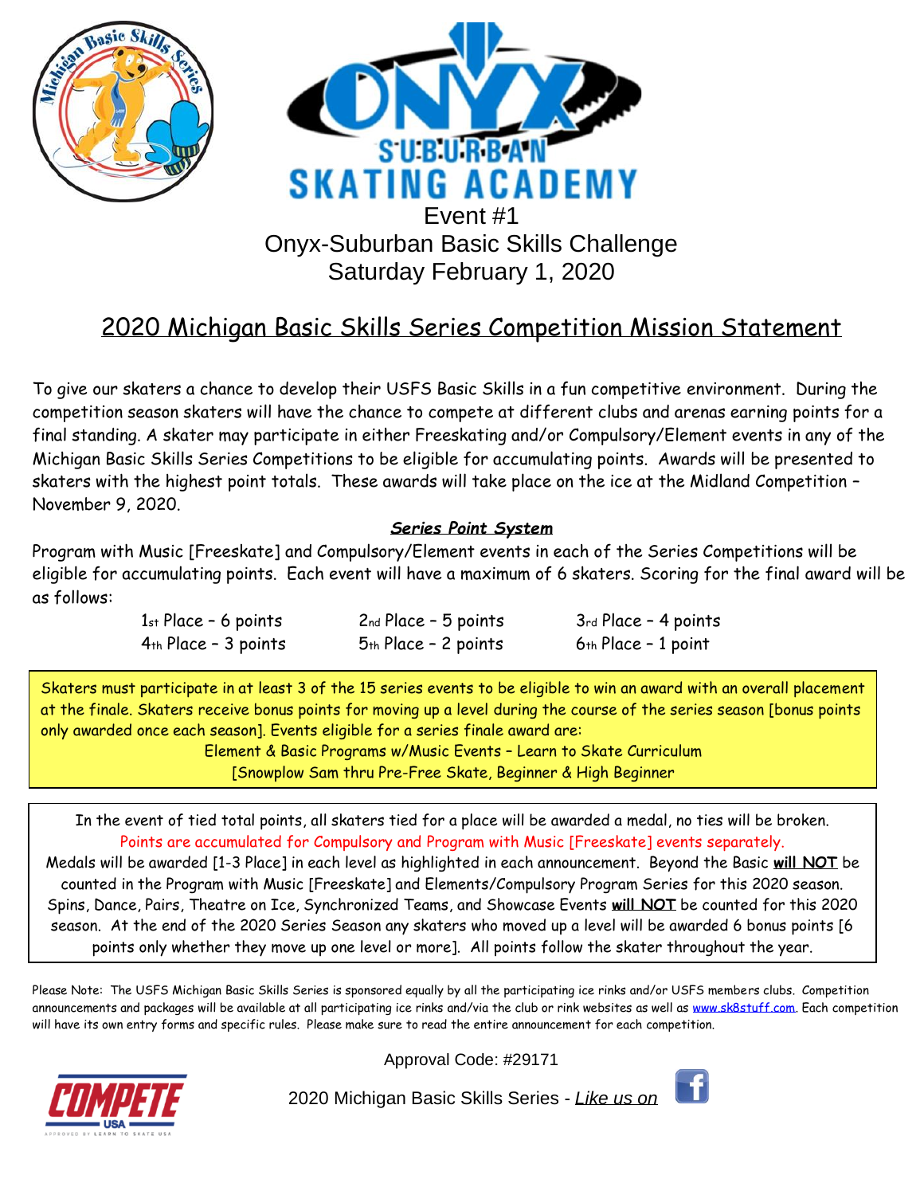# Event #1
# Onyx-Suburban Basic Skills Challenge
# Saturday February 1, 2020

## 2020 Michigan Basic Skills Series Competition Mission Statement

To give our skaters a chance to develop their USFS Basic Skills in a fun competitive environment. During the competition season skaters will have the chance to compete at different clubs and arenas earning points for a final standing. A skater may participate in either Freeskating and/or Compulsory/Element events in any of the Michigan Basic Skills Series Competitions to be eligible for accumulating points. Awards will be presented to skaters with the highest point totals. These awards will take place on the ice at the Midland Competition – November 9, 2020.

***Series Point System***

Program with Music [Freeskate] and Compulsory/Element events in each of the Series Competitions will be eligible for accumulating points. Each event will have a maximum of 6 skaters. Scoring for the final award will be as follows:

| | | |
|---|---|---|
| 1st Place – 6 points | 2nd Place – 5 points | 3rd Place – 4 points |
| 4th Place – 3 points | 5th Place – 2 points | 6th Place – 1 point |

Skaters must participate in at least 3 of the 15 series events to be eligible to win an award with an overall placement at the finale. Skaters receive bonus points for moving up a level during the course of the series season [bonus points only awarded once each season]. Events eligible for a series finale award are:

Element & Basic Programs w/Music Events – Learn to Skate Curriculum
[Snowplow Sam thru Pre-Free Skate, Beginner & High Beginner

In the event of tied total points, all skaters tied for a place will be awarded a medal, no ties will be broken.
Points are accumulated for Compulsory and Program with Music [Freeskate] events separately.
Medals will be awarded [1-3 Place] in each level as highlighted in each announcement. Beyond the Basic **will NOT** be counted in the Program with Music [Freeskate] and Elements/Compulsory Program Series for this 2020 season. Spins, Dance, Pairs, Theatre on Ice, Synchronized Teams, and Showcase Events **will NOT** be counted for this 2020 season. At the end of the 2020 Series Season any skaters who moved up a level will be awarded 6 bonus points [6 points only whether they move up one level or more]. All points follow the skater throughout the year.

Please Note: The USFS Michigan Basic Skills Series is sponsored equally by all the participating ice rinks and/or USFS members clubs. Competition announcements and packages will be available at all participating ice rinks and/via the club or rink websites as well as www.sk8stuff.com. Each competition will have its own entry forms and specific rules. Please make sure to read the entire announcement for each competition.

Approval Code: #29171

2020 Michigan Basic Skills Series - *Like us on*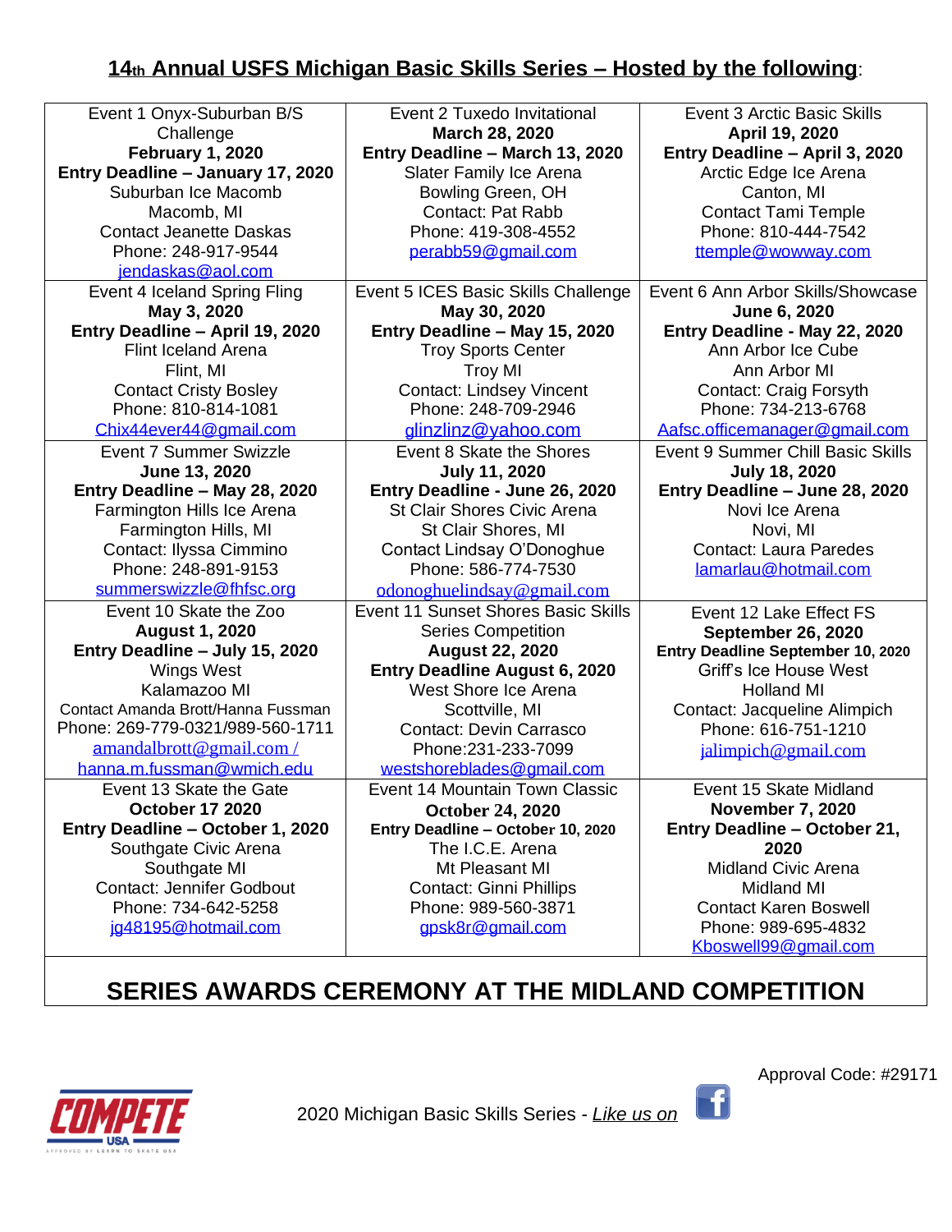# 14th Annual USFS Michigan Basic Skills Series – Hosted by the following:

| | | |
|---|---|---|
| Event 1 Onyx-Suburban B/S Challenge<br>**February 1, 2020**<br>**Entry Deadline – January 17, 2020**<br>Suburban Ice Macomb<br>Macomb, MI<br>Contact Jeanette Daskas<br>Phone: 248-917-9544<br>jendaskas@aol.com | Event 2 Tuxedo Invitational<br>**March 28, 2020**<br>**Entry Deadline – March 13, 2020**<br>Slater Family Ice Arena<br>Bowling Green, OH<br>Contact: Pat Rabb<br>Phone: 419-308-4552<br>perabb59@gmail.com | Event 3 Arctic Basic Skills<br>**April 19, 2020**<br>**Entry Deadline – April 3, 2020**<br>Arctic Edge Ice Arena<br>Canton, MI<br>Contact Tami Temple<br>Phone: 810-444-7542<br>ttemple@wowway.com |
| Event 4 Iceland Spring Fling<br>**May 3, 2020**<br>**Entry Deadline – April 19, 2020**<br>Flint Iceland Arena<br>Flint, MI<br>Contact Cristy Bosley<br>Phone: 810-814-1081<br>Chix44ever44@gmail.com | Event 5 ICES Basic Skills Challenge<br>**May 30, 2020**<br>**Entry Deadline – May 15, 2020**<br>Troy Sports Center<br>Troy MI<br>Contact: Lindsey Vincent<br>Phone: 248-709-2946<br>glinzlinz@yahoo.com | Event 6 Ann Arbor Skills/Showcase<br>**June 6, 2020**<br>**Entry Deadline - May 22, 2020**<br>Ann Arbor Ice Cube<br>Ann Arbor MI<br>Contact: Craig Forsyth<br>Phone: 734-213-6768<br>Aafsc.officemanager@gmail.com |
| Event 7 Summer Swizzle<br>**June 13, 2020**<br>**Entry Deadline – May 28, 2020**<br>Farmington Hills Ice Arena<br>Farmington Hills, MI<br>Contact: Ilyssa Cimmino<br>Phone: 248-891-9153<br>summerswizzle@fhfsc.org | Event 8 Skate the Shores<br>**July 11, 2020**<br>**Entry Deadline - June 26, 2020**<br>St Clair Shores Civic Arena<br>St Clair Shores, MI<br>Contact Lindsay O'Donoghue<br>Phone: 586-774-7530<br>odonoghuelindsay@gmail.com | Event 9 Summer Chill Basic Skills<br>**July 18, 2020**<br>**Entry Deadline – June 28, 2020**<br>Novi Ice Arena<br>Novi, MI<br>Contact: Laura Paredes<br>lamarlau@hotmail.com |
| Event 10 Skate the Zoo<br>**August 1, 2020**<br>**Entry Deadline – July 15, 2020**<br>Wings West<br>Kalamazoo MI<br>Contact Amanda Brott/Hanna Fussman<br>Phone: 269-779-0321/989-560-1711<br>amandalbrott@gmail.com / hanna.m.fussman@wmich.edu | Event 11 Sunset Shores Basic Skills Series Competition<br>**August 22, 2020**<br>**Entry Deadline August 6, 2020**<br>West Shore Ice Arena<br>Scottville, MI<br>Contact: Devin Carrasco<br>Phone:231-233-7099<br>westshoreblades@gmail.com | Event 12 Lake Effect FS<br>**September 26, 2020**<br>**Entry Deadline September 10, 2020**<br>Griff's Ice House West<br>Holland MI<br>Contact: Jacqueline Alimpich<br>Phone: 616-751-1210<br>jalimpich@gmail.com |
| Event 13 Skate the Gate<br>**October 17 2020**<br>**Entry Deadline – October 1, 2020**<br>Southgate Civic Arena<br>Southgate MI<br>Contact: Jennifer Godbout<br>Phone: 734-642-5258<br>jg48195@hotmail.com | Event 14 Mountain Town Classic<br>**October 24, 2020**<br>**Entry Deadline – October 10, 2020**<br>The I.C.E. Arena<br>Mt Pleasant MI<br>Contact: Ginni Phillips<br>Phone: 989-560-3871<br>gpsk8r@gmail.com | Event 15 Skate Midland<br>**November 7, 2020**<br>**Entry Deadline – October 21, 2020**<br>Midland Civic Arena<br>Midland MI<br>Contact Karen Boswell<br>Phone: 989-695-4832<br>Kboswell99@gmail.com |

## SERIES AWARDS CEREMONY AT THE MIDLAND COMPETITION

Approval Code: #29171

2020 Michigan Basic Skills Series - *Like us on*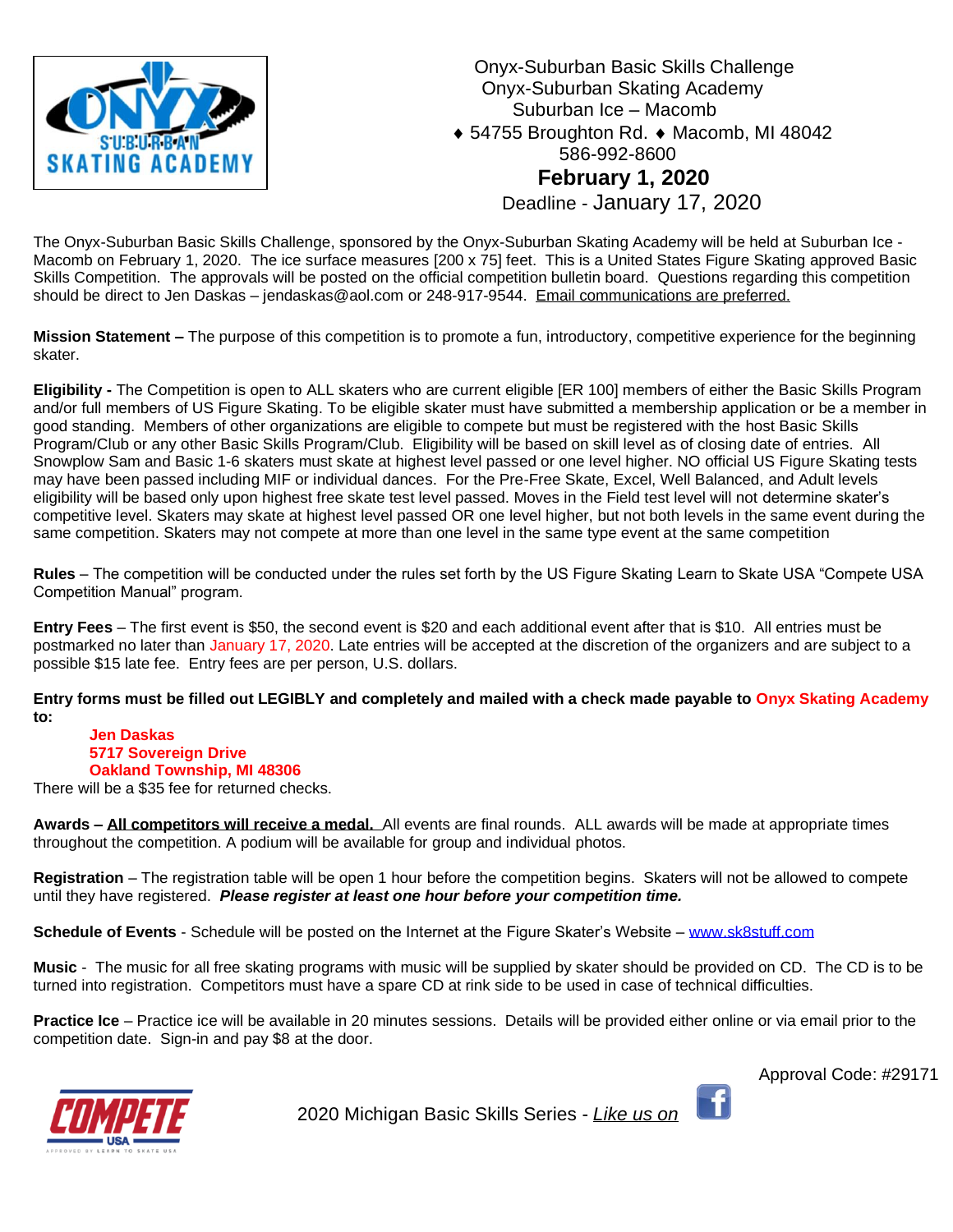Onyx-Suburban Basic Skills Challenge
Onyx-Suburban Skating Academy
Suburban Ice – Macomb
♦ 54755 Broughton Rd. ♦ Macomb, MI 48042
586-992-8600

**February 1, 2020**

Deadline - January 17, 2020

The Onyx-Suburban Basic Skills Challenge, sponsored by the Onyx-Suburban Skating Academy will be held at Suburban Ice - Macomb on February 1, 2020. The ice surface measures [200 x 75] feet. This is a United States Figure Skating approved Basic Skills Competition. The approvals will be posted on the official competition bulletin board. Questions regarding this competition should be direct to Jen Daskas – jendaskas@aol.com or 248-917-9544. Email communications are preferred.

**Mission Statement –** The purpose of this competition is to promote a fun, introductory, competitive experience for the beginning skater.

**Eligibility -** The Competition is open to ALL skaters who are current eligible [ER 100] members of either the Basic Skills Program and/or full members of US Figure Skating. To be eligible skater must have submitted a membership application or be a member in good standing. Members of other organizations are eligible to compete but must be registered with the host Basic Skills Program/Club or any other Basic Skills Program/Club. Eligibility will be based on skill level as of closing date of entries. All Snowplow Sam and Basic 1-6 skaters must skate at highest level passed or one level higher. NO official US Figure Skating tests may have been passed including MIF or individual dances. For the Pre-Free Skate, Excel, Well Balanced, and Adult levels eligibility will be based only upon highest free skate test level passed. Moves in the Field test level will not determine skater's competitive level. Skaters may skate at highest level passed OR one level higher, but not both levels in the same event during the same competition. Skaters may not compete at more than one level in the same type event at the same competition

**Rules** – The competition will be conducted under the rules set forth by the US Figure Skating Learn to Skate USA "Compete USA Competition Manual" program.

**Entry Fees** – The first event is $50, the second event is $20 and each additional event after that is $10. All entries must be postmarked no later than January 17, 2020. Late entries will be accepted at the discretion of the organizers and are subject to a possible $15 late fee. Entry fees are per person, U.S. dollars.

**Entry forms must be filled out LEGIBLY and completely and mailed with a check made payable to Onyx Skating Academy to:**

**Jen Daskas**
**5717 Sovereign Drive**
**Oakland Township, MI 48306**

There will be a $35 fee for returned checks.

**Awards – All competitors will receive a medal.** All events are final rounds. ALL awards will be made at appropriate times throughout the competition. A podium will be available for group and individual photos.

**Registration** – The registration table will be open 1 hour before the competition begins. Skaters will not be allowed to compete until they have registered. ***Please register at least one hour before your competition time.***

**Schedule of Events** - Schedule will be posted on the Internet at the Figure Skater's Website – www.sk8stuff.com

**Music** - The music for all free skating programs with music will be supplied by skater should be provided on CD. The CD is to be turned into registration. Competitors must have a spare CD at rink side to be used in case of technical difficulties.

**Practice Ice** – Practice ice will be available in 20 minutes sessions. Details will be provided either online or via email prior to the competition date. Sign-in and pay $8 at the door.

Approval Code: #29171

2020 Michigan Basic Skills Series - *Like us on*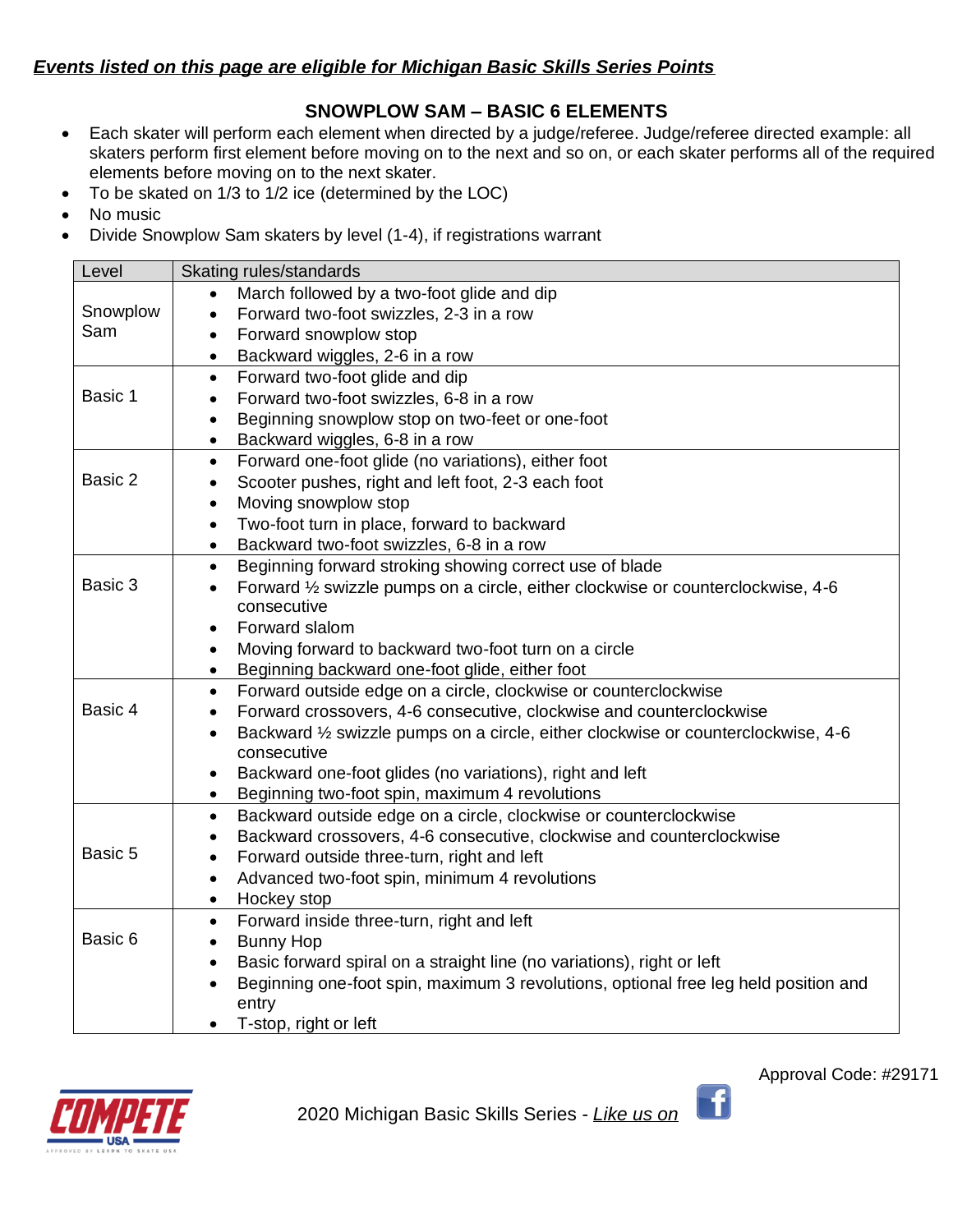***Events listed on this page are eligible for Michigan Basic Skills Series Points***

## SNOWPLOW SAM – BASIC 6 ELEMENTS

- Each skater will perform each element when directed by a judge/referee. Judge/referee directed example: all skaters perform first element before moving on to the next and so on, or each skater performs all of the required elements before moving on to the next skater.
- To be skated on 1/3 to 1/2 ice (determined by the LOC)
- No music
- Divide Snowplow Sam skaters by level (1-4), if registrations warrant

| Level | Skating rules/standards |
|---|---|
| Snowplow Sam | • March followed by a two-foot glide and dip<br>• Forward two-foot swizzles, 2-3 in a row<br>• Forward snowplow stop<br>• Backward wiggles, 2-6 in a row |
| Basic 1 | • Forward two-foot glide and dip<br>• Forward two-foot swizzles, 6-8 in a row<br>• Beginning snowplow stop on two-feet or one-foot<br>• Backward wiggles, 6-8 in a row |
| Basic 2 | • Forward one-foot glide (no variations), either foot<br>• Scooter pushes, right and left foot, 2-3 each foot<br>• Moving snowplow stop<br>• Two-foot turn in place, forward to backward<br>• Backward two-foot swizzles, 6-8 in a row |
| Basic 3 | • Beginning forward stroking showing correct use of blade<br>• Forward ½ swizzle pumps on a circle, either clockwise or counterclockwise, 4-6 consecutive<br>• Forward slalom<br>• Moving forward to backward two-foot turn on a circle<br>• Beginning backward one-foot glide, either foot |
| Basic 4 | • Forward outside edge on a circle, clockwise or counterclockwise<br>• Forward crossovers, 4-6 consecutive, clockwise and counterclockwise<br>• Backward ½ swizzle pumps on a circle, either clockwise or counterclockwise, 4-6 consecutive<br>• Backward one-foot glides (no variations), right and left<br>• Beginning two-foot spin, maximum 4 revolutions |
| Basic 5 | • Backward outside edge on a circle, clockwise or counterclockwise<br>• Backward crossovers, 4-6 consecutive, clockwise and counterclockwise<br>• Forward outside three-turn, right and left<br>• Advanced two-foot spin, minimum 4 revolutions<br>• Hockey stop |
| Basic 6 | • Forward inside three-turn, right and left<br>• Bunny Hop<br>• Basic forward spiral on a straight line (no variations), right or left<br>• Beginning one-foot spin, maximum 3 revolutions, optional free leg held position and entry<br>• T-stop, right or left |

Approval Code: #29171

2020 Michigan Basic Skills Series - *Like us on*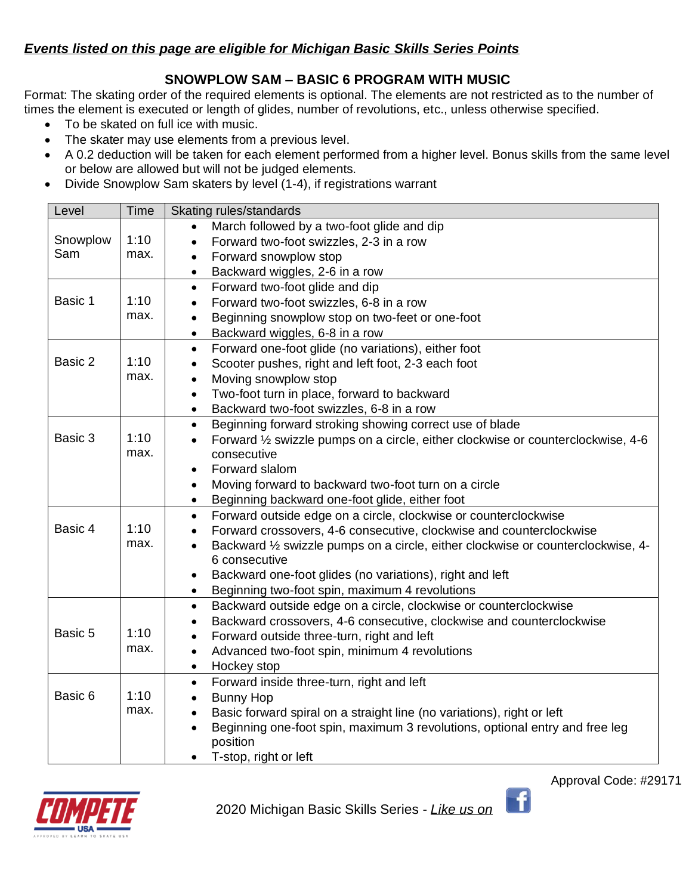***Events listed on this page are eligible for Michigan Basic Skills Series Points***

## SNOWPLOW SAM – BASIC 6 PROGRAM WITH MUSIC

Format: The skating order of the required elements is optional. The elements are not restricted as to the number of times the element is executed or length of glides, number of revolutions, etc., unless otherwise specified.

- To be skated on full ice with music.
- The skater may use elements from a previous level.
- A 0.2 deduction will be taken for each element performed from a higher level. Bonus skills from the same level or below are allowed but will not be judged elements.
- Divide Snowplow Sam skaters by level (1-4), if registrations warrant

| Level | Time | Skating rules/standards |
|---|---|---|
| Snowplow Sam | 1:10 max. | • March followed by a two-foot glide and dip<br>• Forward two-foot swizzles, 2-3 in a row<br>• Forward snowplow stop<br>• Backward wiggles, 2-6 in a row |
| Basic 1 | 1:10 max. | • Forward two-foot glide and dip<br>• Forward two-foot swizzles, 6-8 in a row<br>• Beginning snowplow stop on two-feet or one-foot<br>• Backward wiggles, 6-8 in a row |
| Basic 2 | 1:10 max. | • Forward one-foot glide (no variations), either foot<br>• Scooter pushes, right and left foot, 2-3 each foot<br>• Moving snowplow stop<br>• Two-foot turn in place, forward to backward<br>• Backward two-foot swizzles, 6-8 in a row |
| Basic 3 | 1:10 max. | • Beginning forward stroking showing correct use of blade<br>• Forward ½ swizzle pumps on a circle, either clockwise or counterclockwise, 4-6 consecutive<br>• Forward slalom<br>• Moving forward to backward two-foot turn on a circle<br>• Beginning backward one-foot glide, either foot |
| Basic 4 | 1:10 max. | • Forward outside edge on a circle, clockwise or counterclockwise<br>• Forward crossovers, 4-6 consecutive, clockwise and counterclockwise<br>• Backward ½ swizzle pumps on a circle, either clockwise or counterclockwise, 4-6 consecutive<br>• Backward one-foot glides (no variations), right and left<br>• Beginning two-foot spin, maximum 4 revolutions |
| Basic 5 | 1:10 max. | • Backward outside edge on a circle, clockwise or counterclockwise<br>• Backward crossovers, 4-6 consecutive, clockwise and counterclockwise<br>• Forward outside three-turn, right and left<br>• Advanced two-foot spin, minimum 4 revolutions<br>• Hockey stop |
| Basic 6 | 1:10 max. | • Forward inside three-turn, right and left<br>• Bunny Hop<br>• Basic forward spiral on a straight line (no variations), right or left<br>• Beginning one-foot spin, maximum 3 revolutions, optional entry and free leg position<br>• T-stop, right or left |

Approval Code: #29171

2020 Michigan Basic Skills Series - *Like us on*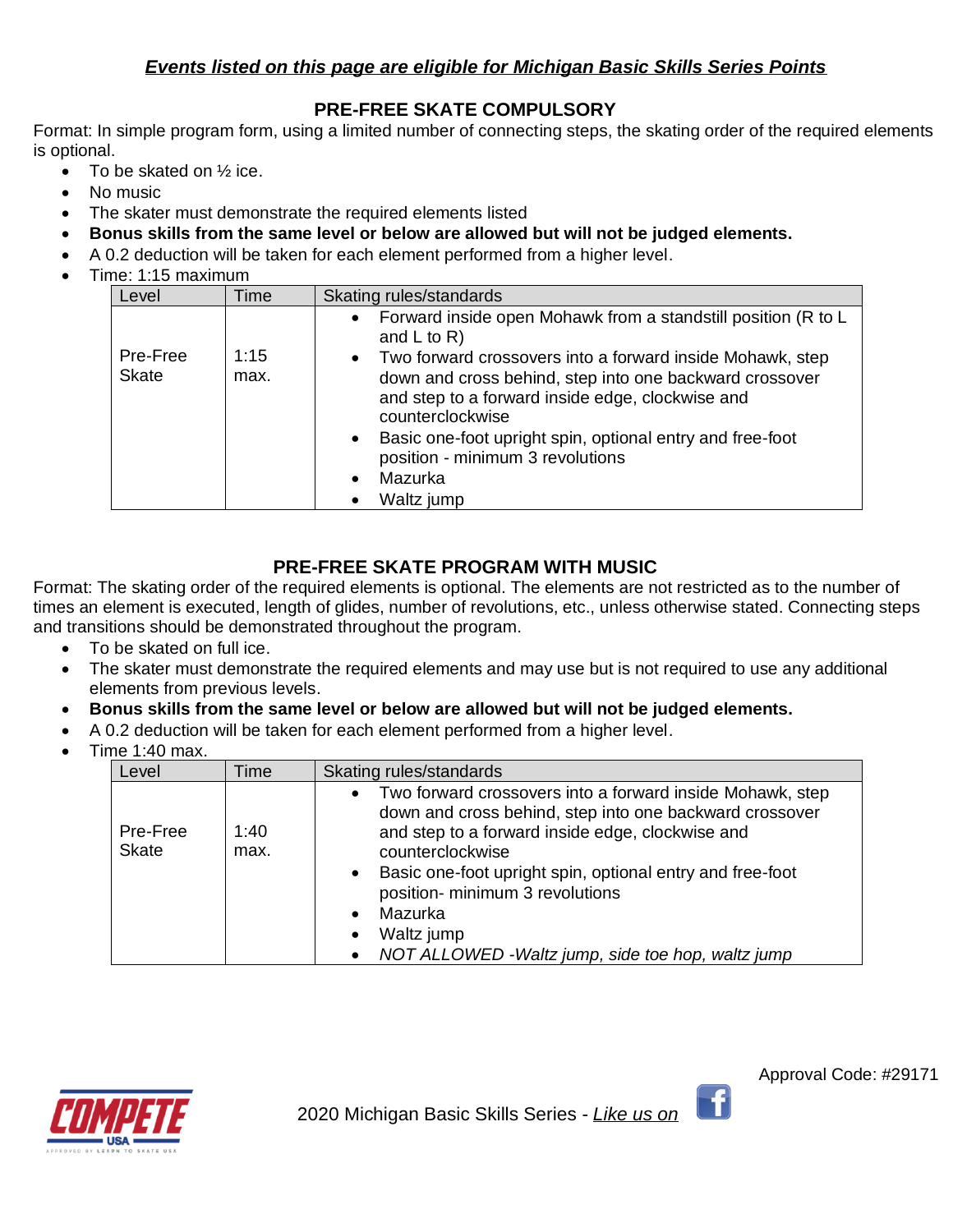***<u>Events listed on this page are eligible for Michigan Basic Skills Series Points</u>***

## PRE-FREE SKATE COMPULSORY

Format: In simple program form, using a limited number of connecting steps, the skating order of the required elements is optional.

- To be skated on ½ ice.
- No music
- The skater must demonstrate the required elements listed
- **Bonus skills from the same level or below are allowed but will not be judged elements.**
- A 0.2 deduction will be taken for each element performed from a higher level.
- Time: 1:15 maximum

| Level | Time | Skating rules/standards |
|---|---|---|
| Pre-Free Skate | 1:15 max. | • Forward inside open Mohawk from a standstill position (R to L and L to R)<br>• Two forward crossovers into a forward inside Mohawk, step down and cross behind, step into one backward crossover and step to a forward inside edge, clockwise and counterclockwise<br>• Basic one-foot upright spin, optional entry and free-foot position - minimum 3 revolutions<br>• Mazurka<br>• Waltz jump |

## PRE-FREE SKATE PROGRAM WITH MUSIC

Format: The skating order of the required elements is optional. The elements are not restricted as to the number of times an element is executed, length of glides, number of revolutions, etc., unless otherwise stated. Connecting steps and transitions should be demonstrated throughout the program.

- To be skated on full ice.
- The skater must demonstrate the required elements and may use but is not required to use any additional elements from previous levels.
- **Bonus skills from the same level or below are allowed but will not be judged elements.**
- A 0.2 deduction will be taken for each element performed from a higher level.
- Time 1:40 max.

| Level | Time | Skating rules/standards |
|---|---|---|
| Pre-Free Skate | 1:40 max. | • Two forward crossovers into a forward inside Mohawk, step down and cross behind, step into one backward crossover and step to a forward inside edge, clockwise and counterclockwise<br>• Basic one-foot upright spin, optional entry and free-foot position- minimum 3 revolutions<br>• Mazurka<br>• Waltz jump<br>• *NOT ALLOWED -Waltz jump, side toe hop, waltz jump* |

Approval Code: #29171

2020 Michigan Basic Skills Series - *<u>Like us on</u>*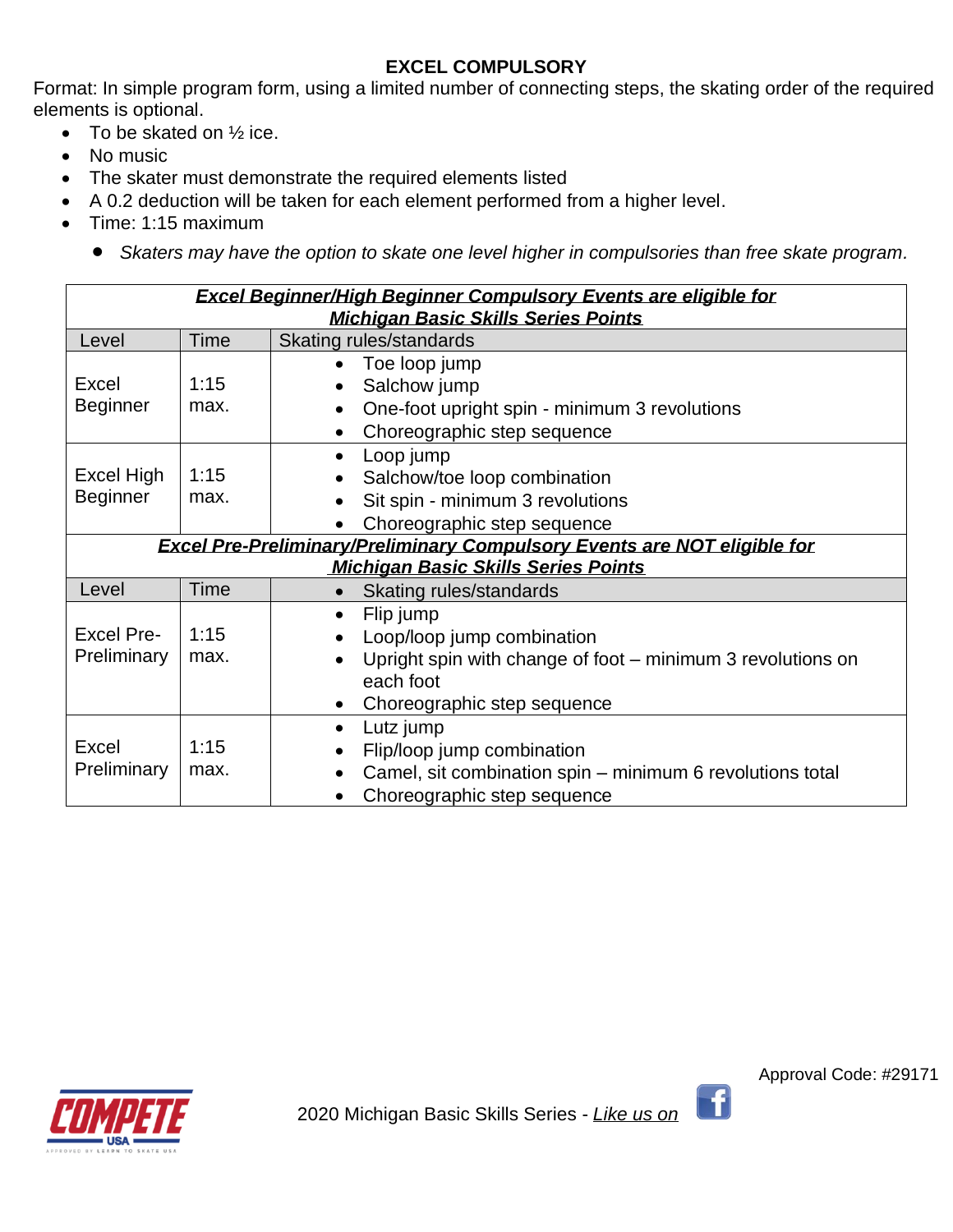# EXCEL COMPULSORY

Format: In simple program form, using a limited number of connecting steps, the skating order of the required elements is optional.

- To be skated on ½ ice.
- No music
- The skater must demonstrate the required elements listed
- A 0.2 deduction will be taken for each element performed from a higher level.
- Time: 1:15 maximum
  - *Skaters may have the option to skate one level higher in compulsories than free skate program.*

| ***Excel Beginner/High Beginner Compulsory Events are eligible for Michigan Basic Skills Series Points*** | | |
|---|---|---|
| Level | Time | Skating rules/standards |
| Excel Beginner | 1:15 max. | • Toe loop jump<br>• Salchow jump<br>• One-foot upright spin - minimum 3 revolutions<br>• Choreographic step sequence |
| Excel High Beginner | 1:15 max. | • Loop jump<br>• Salchow/toe loop combination<br>• Sit spin - minimum 3 revolutions<br>• Choreographic step sequence |
| ***Excel Pre-Preliminary/Preliminary Compulsory Events are NOT eligible for Michigan Basic Skills Series Points*** | | |
| Level | Time | • Skating rules/standards |
| Excel Pre-Preliminary | 1:15 max. | • Flip jump<br>• Loop/loop jump combination<br>• Upright spin with change of foot – minimum 3 revolutions on each foot<br>• Choreographic step sequence |
| Excel Preliminary | 1:15 max. | • Lutz jump<br>• Flip/loop jump combination<br>• Camel, sit combination spin – minimum 6 revolutions total<br>• Choreographic step sequence |

Approval Code: #29171

2020 Michigan Basic Skills Series - *Like us on*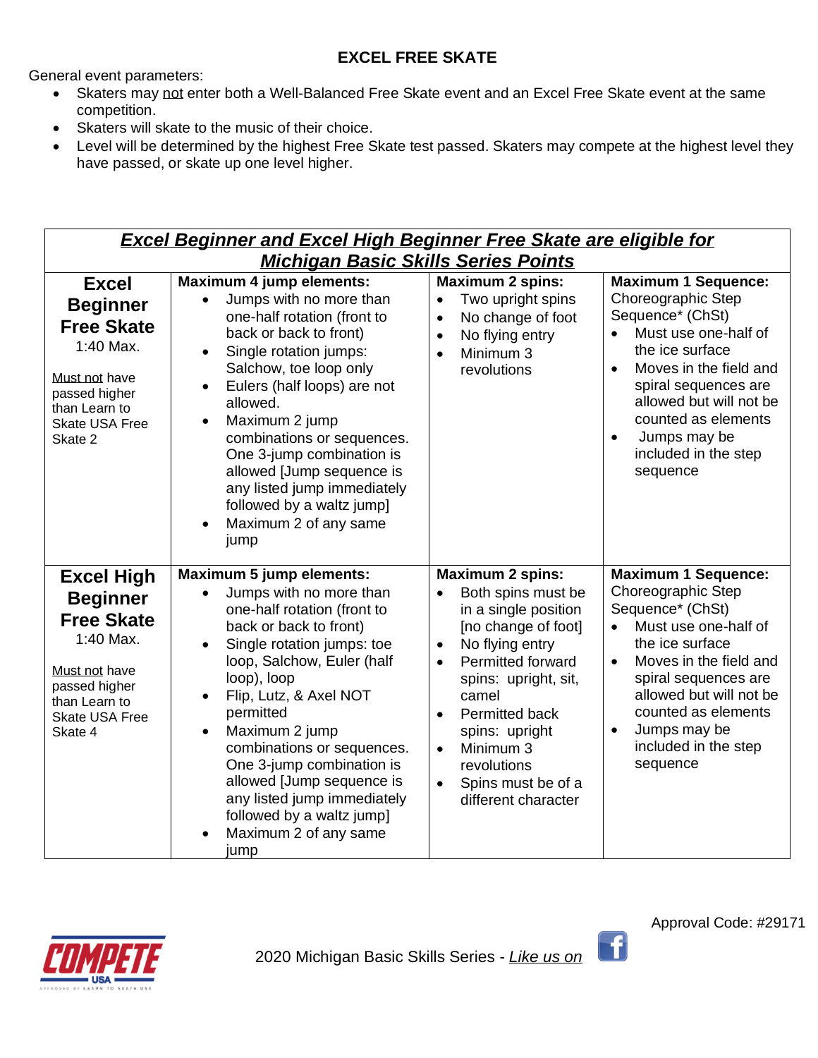# EXCEL FREE SKATE

General event parameters:

- Skaters may not enter both a Well-Balanced Free Skate event and an Excel Free Skate event at the same competition.
- Skaters will skate to the music of their choice.
- Level will be determined by the highest Free Skate test passed. Skaters may compete at the highest level they have passed, or skate up one level higher.

***Excel Beginner and Excel High Beginner Free Skate are eligible for Michigan Basic Skills Series Points***

| Level | Jump elements | Spins | Sequence |
|---|---|---|---|
| **Excel Beginner Free Skate**<br>1:40 Max.<br><br>Must not have passed higher than Learn to Skate USA Free Skate 2 | **Maximum 4 jump elements:**<br>• Jumps with no more than one-half rotation (front to back or back to front)<br>• Single rotation jumps: Salchow, toe loop only<br>• Eulers (half loops) are not allowed.<br>• Maximum 2 jump combinations or sequences. One 3-jump combination is allowed [Jump sequence is any listed jump immediately followed by a waltz jump]<br>• Maximum 2 of any same jump | **Maximum 2 spins:**<br>• Two upright spins<br>• No change of foot<br>• No flying entry<br>• Minimum 3 revolutions | **Maximum 1 Sequence:**<br>Choreographic Step Sequence* (ChSt)<br>• Must use one-half of the ice surface<br>• Moves in the field and spiral sequences are allowed but will not be counted as elements<br>• Jumps may be included in the step sequence |
| **Excel High Beginner Free Skate**<br>1:40 Max.<br><br>Must not have passed higher than Learn to Skate USA Free Skate 4 | **Maximum 5 jump elements:**<br>• Jumps with no more than one-half rotation (front to back or back to front)<br>• Single rotation jumps: toe loop, Salchow, Euler (half loop), loop<br>• Flip, Lutz, & Axel NOT permitted<br>• Maximum 2 jump combinations or sequences. One 3-jump combination is allowed [Jump sequence is any listed jump immediately followed by a waltz jump]<br>• Maximum 2 of any same jump | **Maximum 2 spins:**<br>• Both spins must be in a single position [no change of foot]<br>• No flying entry<br>• Permitted forward spins: upright, sit, camel<br>• Permitted back spins: upright<br>• Minimum 3 revolutions<br>• Spins must be of a different character | **Maximum 1 Sequence:**<br>Choreographic Step Sequence* (ChSt)<br>• Must use one-half of the ice surface<br>• Moves in the field and spiral sequences are allowed but will not be counted as elements<br>• Jumps may be included in the step sequence |

Approval Code: #29171

2020 Michigan Basic Skills Series - *Like us on*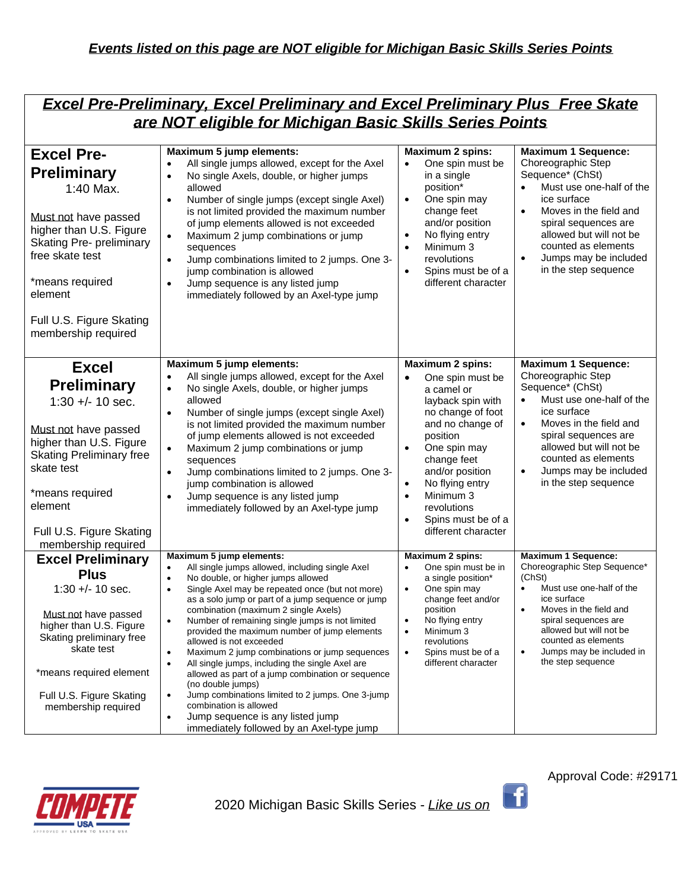***Events listed on this page are NOT eligible for Michigan Basic Skills Series Points***

## ***Excel Pre-Preliminary, Excel Preliminary and Excel Preliminary Plus Free Skate are NOT eligible for Michigan Basic Skills Series Points***

| Level | Jumps | Spins | Sequence |
|---|---|---|---|
| **Excel Pre-Preliminary**<br>1:40 Max.<br><br>Must not have passed higher than U.S. Figure Skating Pre- preliminary free skate test<br><br>*means required element<br><br>Full U.S. Figure Skating membership required | **Maximum 5 jump elements:**<br>• All single jumps allowed, except for the Axel<br>• No single Axels, double, or higher jumps allowed<br>• Number of single jumps (except single Axel) is not limited provided the maximum number of jump elements allowed is not exceeded<br>• Maximum 2 jump combinations or jump sequences<br>• Jump combinations limited to 2 jumps. One 3-jump combination is allowed<br>• Jump sequence is any listed jump immediately followed by an Axel-type jump | **Maximum 2 spins:**<br>• One spin must be in a single position*<br>• One spin may change feet and/or position<br>• No flying entry<br>• Minimum 3 revolutions<br>• Spins must be of a different character | **Maximum 1 Sequence:**<br>Choreographic Step Sequence* (ChSt)<br>• Must use one-half of the ice surface<br>• Moves in the field and spiral sequences are allowed but will not be counted as elements<br>• Jumps may be included in the step sequence |
| **Excel Preliminary**<br>1:30 +/- 10 sec.<br><br>Must not have passed higher than U.S. Figure Skating Preliminary free skate test<br><br>*means required element<br><br>Full U.S. Figure Skating membership required | **Maximum 5 jump elements:**<br>• All single jumps allowed, except for the Axel<br>• No single Axels, double, or higher jumps allowed<br>• Number of single jumps (except single Axel) is not limited provided the maximum number of jump elements allowed is not exceeded<br>• Maximum 2 jump combinations or jump sequences<br>• Jump combinations limited to 2 jumps. One 3-jump combination is allowed<br>• Jump sequence is any listed jump immediately followed by an Axel-type jump | **Maximum 2 spins:**<br>• One spin must be a camel or layback spin with no change of foot and no change of position<br>• One spin may change feet and/or position<br>• No flying entry<br>• Minimum 3 revolutions<br>• Spins must be of a different character | **Maximum 1 Sequence:**<br>Choreographic Step Sequence* (ChSt)<br>• Must use one-half of the ice surface<br>• Moves in the field and spiral sequences are allowed but will not be counted as elements<br>• Jumps may be included in the step sequence |
| **Excel Preliminary Plus**<br>1:30 +/- 10 sec.<br><br>Must not have passed higher than U.S. Figure Skating preliminary free skate test<br><br>*means required element<br><br>Full U.S. Figure Skating membership required | **Maximum 5 jump elements:**<br>• All single jumps allowed, including single Axel<br>• No double or higher jumps allowed<br>• Single Axel may be repeated once (but not more) as a solo jump or part of a jump sequence or jump combination (maximum 2 single Axels)<br>• Number of remaining single jumps is not limited provided the maximum number of jump elements allowed is not exceeded<br>• Maximum 2 jump combinations or jump sequences<br>• All single jumps, including the single Axel are allowed as part of a jump combination or sequence (no double jumps)<br>• Jump combinations limited to 2 jumps. One 3-jump combination is allowed<br>• Jump sequence is any listed jump immediately followed by an Axel-type jump | **Maximum 2 spins:**<br>• One spin must be in a single position*<br>• One spin may change feet and/or position<br>• No flying entry<br>• Minimum 3 revolutions<br>• Spins must be of a different character | **Maximum 1 Sequence:**<br>Choreographic Step Sequence* (ChSt)<br>• Must use one-half of the ice surface<br>• Moves in the field and spiral sequences are allowed but will not be counted as elements<br>• Jumps may be included in the step sequence |

Approval Code: #29171

2020 Michigan Basic Skills Series - *Like us on*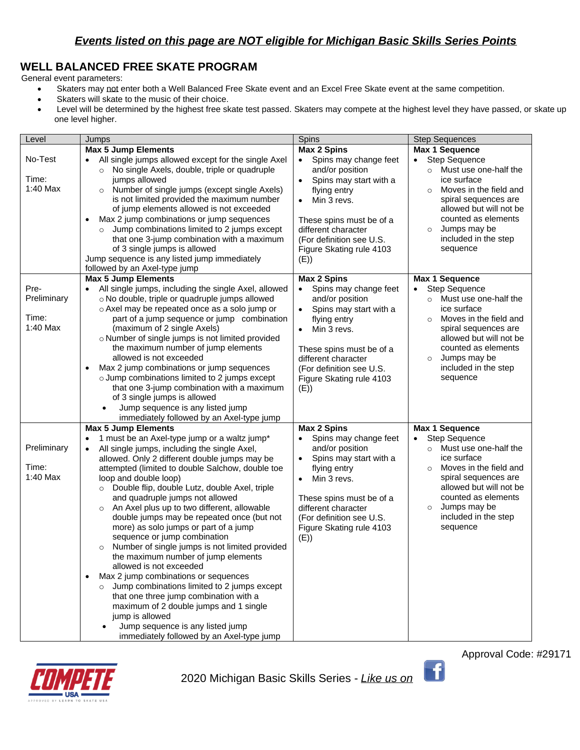***Events listed on this page are NOT eligible for Michigan Basic Skills Series Points***

## WELL BALANCED FREE SKATE PROGRAM

General event parameters:

- Skaters may not enter both a Well Balanced Free Skate event and an Excel Free Skate event at the same competition.
- Skaters will skate to the music of their choice.
- Level will be determined by the highest free skate test passed. Skaters may compete at the highest level they have passed, or skate up one level higher.

| Level | Jumps | Spins | Step Sequences |
|---|---|---|---|
| No-Test<br><br>Time:<br>1:40 Max | **Max 5 Jump Elements**<br>• All single jumps allowed except for the single Axel<br>○ No single Axels, double, triple or quadruple jumps allowed<br>○ Number of single jumps (except single Axels) is not limited provided the maximum number of jump elements allowed is not exceeded<br>• Max 2 jump combinations or jump sequences<br>○ Jump combinations limited to 2 jumps except that one 3-jump combination with a maximum of 3 single jumps is allowed<br>Jump sequence is any listed jump immediately followed by an Axel-type jump | **Max 2 Spins**<br>• Spins may change feet and/or position<br>• Spins may start with a flying entry<br>• Min 3 revs.<br><br>These spins must be of a different character (For definition see U.S. Figure Skating rule 4103 (E)) | **Max 1 Sequence**<br>• Step Sequence<br>○ Must use one-half the ice surface<br>○ Moves in the field and spiral sequences are allowed but will not be counted as elements<br>○ Jumps may be included in the step sequence |
| Pre-Preliminary<br><br>Time:<br>1:40 Max | **Max 5 Jump Elements**<br>• All single jumps, including the single Axel, allowed<br>○ No double, triple or quadruple jumps allowed<br>○ Axel may be repeated once as a solo jump or part of a jump sequence or jump combination (maximum of 2 single Axels)<br>○ Number of single jumps is not limited provided the maximum number of jump elements allowed is not exceeded<br>• Max 2 jump combinations or jump sequences<br>○ Jump combinations limited to 2 jumps except that one 3-jump combination with a maximum of 3 single jumps is allowed<br>• Jump sequence is any listed jump immediately followed by an Axel-type jump | **Max 2 Spins**<br>• Spins may change feet and/or position<br>• Spins may start with a flying entry<br>• Min 3 revs.<br><br>These spins must be of a different character (For definition see U.S. Figure Skating rule 4103 (E)) | **Max 1 Sequence**<br>• Step Sequence<br>○ Must use one-half the ice surface<br>○ Moves in the field and spiral sequences are allowed but will not be counted as elements<br>○ Jumps may be included in the step sequence |
| Preliminary<br><br>Time:<br>1:40 Max | **Max 5 Jump Elements**<br>• 1 must be an Axel-type jump or a waltz jump*<br>• All single jumps, including the single Axel, allowed. Only 2 different double jumps may be attempted (limited to double Salchow, double toe loop and double loop)<br>○ Double flip, double Lutz, double Axel, triple and quadruple jumps not allowed<br>○ An Axel plus up to two different, allowable double jumps may be repeated once (but not more) as solo jumps or part of a jump sequence or jump combination<br>○ Number of single jumps is not limited provided the maximum number of jump elements allowed is not exceeded<br>• Max 2 jump combinations or sequences<br>○ Jump combinations limited to 2 jumps except that one three jump combination with a maximum of 2 double jumps and 1 single jump is allowed<br>• Jump sequence is any listed jump immediately followed by an Axel-type jump | **Max 2 Spins**<br>• Spins may change feet and/or position<br>• Spins may start with a flying entry<br>• Min 3 revs.<br><br>These spins must be of a different character (For definition see U.S. Figure Skating rule 4103 (E)) | **Max 1 Sequence**<br>• Step Sequence<br>○ Must use one-half the ice surface<br>○ Moves in the field and spiral sequences are allowed but will not be counted as elements<br>○ Jumps may be included in the step sequence |

Approval Code: #29171

2020 Michigan Basic Skills Series - *Like us on*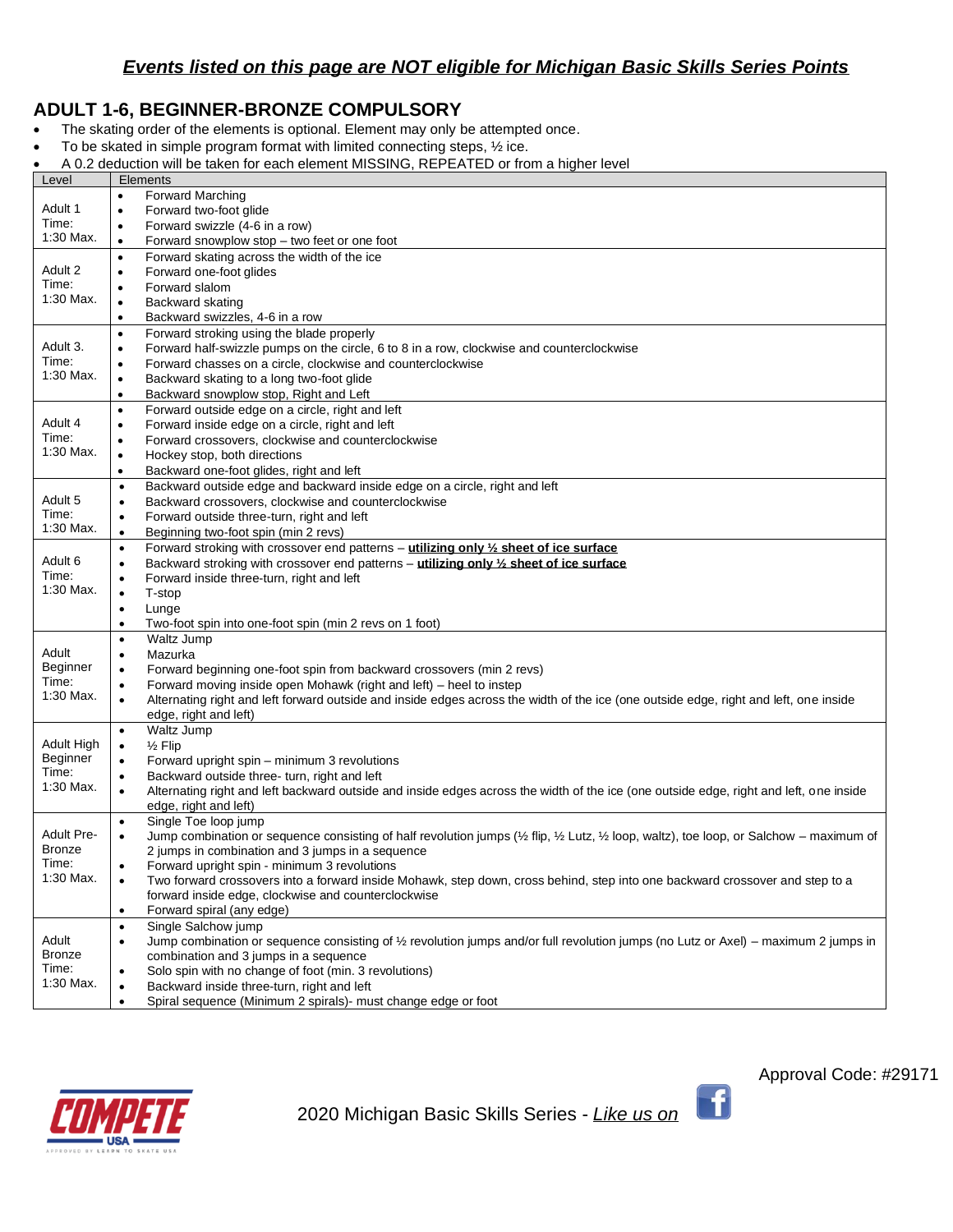***<u>Events listed on this page are NOT eligible for Michigan Basic Skills Series Points</u>***

## ADULT 1-6, BEGINNER-BRONZE COMPULSORY

- The skating order of the elements is optional. Element may only be attempted once.
- To be skated in simple program format with limited connecting steps, ½ ice.
- A 0.2 deduction will be taken for each element MISSING, REPEATED or from a higher level

| Level | Elements |
|---|---|
| Adult 1<br>Time:<br>1:30 Max. | • Forward Marching<br>• Forward two-foot glide<br>• Forward swizzle (4-6 in a row)<br>• Forward snowplow stop – two feet or one foot |
| Adult 2<br>Time:<br>1:30 Max. | • Forward skating across the width of the ice<br>• Forward one-foot glides<br>• Forward slalom<br>• Backward skating<br>• Backward swizzles, 4-6 in a row |
| Adult 3.<br>Time:<br>1:30 Max. | • Forward stroking using the blade properly<br>• Forward half-swizzle pumps on the circle, 6 to 8 in a row, clockwise and counterclockwise<br>• Forward chasses on a circle, clockwise and counterclockwise<br>• Backward skating to a long two-foot glide<br>• Backward snowplow stop, Right and Left |
| Adult 4<br>Time:<br>1:30 Max. | • Forward outside edge on a circle, right and left<br>• Forward inside edge on a circle, right and left<br>• Forward crossovers, clockwise and counterclockwise<br>• Hockey stop, both directions<br>• Backward one-foot glides, right and left |
| Adult 5<br>Time:<br>1:30 Max. | • Backward outside edge and backward inside edge on a circle, right and left<br>• Backward crossovers, clockwise and counterclockwise<br>• Forward outside three-turn, right and left<br>• Beginning two-foot spin (min 2 revs) |
| Adult 6<br>Time:<br>1:30 Max. | • Forward stroking with crossover end patterns – **<u>utilizing only ½ sheet of ice surface</u>**<br>• Backward stroking with crossover end patterns – **<u>utilizing only ½ sheet of ice surface</u>**<br>• Forward inside three-turn, right and left<br>• T-stop<br>• Lunge<br>• Two-foot spin into one-foot spin (min 2 revs on 1 foot) |
| Adult Beginner<br>Time:<br>1:30 Max. | • Waltz Jump<br>• Mazurka<br>• Forward beginning one-foot spin from backward crossovers (min 2 revs)<br>• Forward moving inside open Mohawk (right and left) – heel to instep<br>• Alternating right and left forward outside and inside edges across the width of the ice (one outside edge, right and left, one inside edge, right and left) |
| Adult High Beginner<br>Time:<br>1:30 Max. | • Waltz Jump<br>• ½ Flip<br>• Forward upright spin – minimum 3 revolutions<br>• Backward outside three- turn, right and left<br>• Alternating right and left backward outside and inside edges across the width of the ice (one outside edge, right and left, one inside edge, right and left) |
| Adult Pre-Bronze<br>Time:<br>1:30 Max. | • Single Toe loop jump<br>• Jump combination or sequence consisting of half revolution jumps (½ flip, ½ Lutz, ½ loop, waltz), toe loop, or Salchow – maximum of 2 jumps in combination and 3 jumps in a sequence<br>• Forward upright spin - minimum 3 revolutions<br>• Two forward crossovers into a forward inside Mohawk, step down, cross behind, step into one backward crossover and step to a forward inside edge, clockwise and counterclockwise<br>• Forward spiral (any edge) |
| Adult Bronze<br>Time:<br>1:30 Max. | • Single Salchow jump<br>• Jump combination or sequence consisting of ½ revolution jumps and/or full revolution jumps (no Lutz or Axel) – maximum 2 jumps in combination and 3 jumps in a sequence<br>• Solo spin with no change of foot (min. 3 revolutions)<br>• Backward inside three-turn, right and left<br>• Spiral sequence (Minimum 2 spirals)- must change edge or foot |

Approval Code: #29171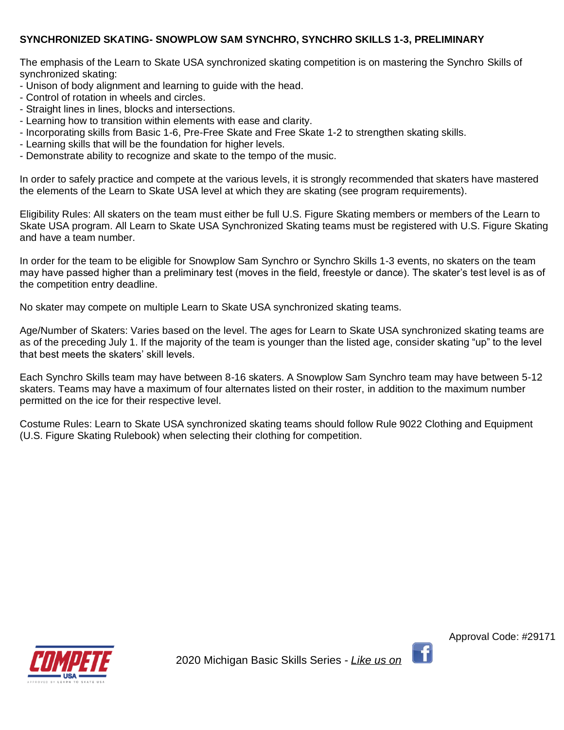## SYNCHRONIZED SKATING- SNOWPLOW SAM SYNCHRO, SYNCHRO SKILLS 1-3, PRELIMINARY

The emphasis of the Learn to Skate USA synchronized skating competition is on mastering the Synchro Skills of synchronized skating:

- Unison of body alignment and learning to guide with the head.
- Control of rotation in wheels and circles.
- Straight lines in lines, blocks and intersections.
- Learning how to transition within elements with ease and clarity.
- Incorporating skills from Basic 1-6, Pre-Free Skate and Free Skate 1-2 to strengthen skating skills.
- Learning skills that will be the foundation for higher levels.
- Demonstrate ability to recognize and skate to the tempo of the music.

In order to safely practice and compete at the various levels, it is strongly recommended that skaters have mastered the elements of the Learn to Skate USA level at which they are skating (see program requirements).

Eligibility Rules: All skaters on the team must either be full U.S. Figure Skating members or members of the Learn to Skate USA program. All Learn to Skate USA Synchronized Skating teams must be registered with U.S. Figure Skating and have a team number.

In order for the team to be eligible for Snowplow Sam Synchro or Synchro Skills 1-3 events, no skaters on the team may have passed higher than a preliminary test (moves in the field, freestyle or dance). The skater's test level is as of the competition entry deadline.

No skater may compete on multiple Learn to Skate USA synchronized skating teams.

Age/Number of Skaters: Varies based on the level. The ages for Learn to Skate USA synchronized skating teams are as of the preceding July 1. If the majority of the team is younger than the listed age, consider skating "up" to the level that best meets the skaters' skill levels.

Each Synchro Skills team may have between 8-16 skaters. A Snowplow Sam Synchro team may have between 5-12 skaters. Teams may have a maximum of four alternates listed on their roster, in addition to the maximum number permitted on the ice for their respective level.

Costume Rules: Learn to Skate USA synchronized skating teams should follow Rule 9022 Clothing and Equipment (U.S. Figure Skating Rulebook) when selecting their clothing for competition.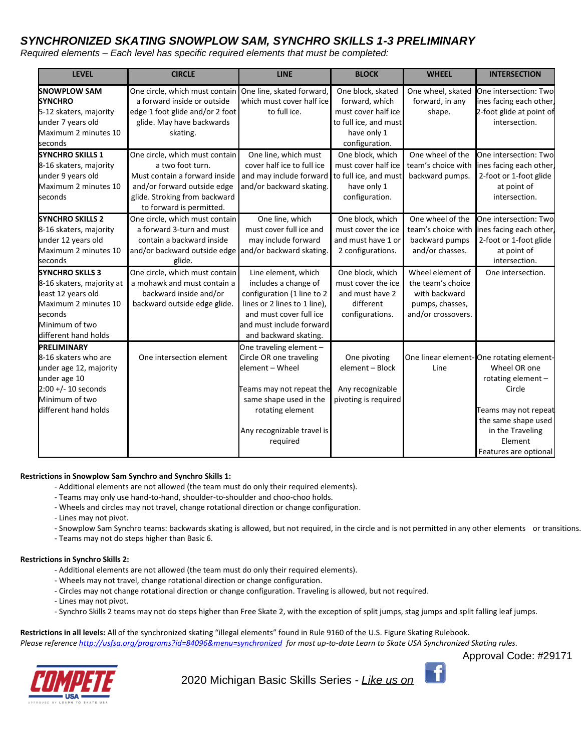## SYNCHRONIZED SKATING SNOWPLOW SAM, SYNCHRO SKILLS 1-3 PRELIMINARY

*Required elements – Each level has specific required elements that must be completed:*

| LEVEL | CIRCLE | LINE | BLOCK | WHEEL | INTERSECTION |
|---|---|---|---|---|---|
| **SNOWPLOW SAM SYNCHRO** 5-12 skaters, majority under 7 years old Maximum 2 minutes 10 seconds | One circle, which must contain a forward inside or outside edge 1 foot glide and/or 2 foot glide. May have backwards skating. | One line, skated forward, which must cover half ice to full ice. | One block, skated forward, which must cover half ice to full ice, and must have only 1 configuration. | One wheel, skated forward, in any shape. | One intersection: Two lines facing each other, 2-foot glide at point of intersection. |
| **SYNCHRO SKILLS 1** 8-16 skaters, majority under 9 years old Maximum 2 minutes 10 seconds | One circle, which must contain a two foot turn. Must contain a forward inside and/or forward outside edge glide. Stroking from backward to forward is permitted. | One line, which must cover half ice to full ice and may include forward and/or backward skating. | One block, which must cover half ice to full ice, and must have only 1 configuration. | One wheel of the team's choice with backward pumps. | One intersection: Two lines facing each other, 2-foot or 1-foot glide at point of intersection. |
| **SYNCHRO SKILLS 2** 8-16 skaters, majority under 12 years old Maximum 2 minutes 10 seconds | One circle, which must contain a forward 3-turn and must contain a backward inside and/or backward outside edge glide. | One line, which must cover full ice and may include forward and/or backward skating. | One block, which must cover the ice and must have 1 or 2 configurations. | One wheel of the team's choice with backward pumps and/or chasses. | One intersection: Two lines facing each other, 2-foot or 1-foot glide at point of intersection. |
| **SYNCHRO SKLLS 3** 8-16 skaters, majority at least 12 years old Maximum 2 minutes 10 seconds Minimum of two different hand holds | One circle, which must contain a mohawk and must contain a backward inside and/or backward outside edge glide. | Line element, which includes a change of configuration (1 line to 2 lines or 2 lines to 1 line), and must cover full ice and must include forward and backward skating. | One block, which must cover the ice and must have 2 different configurations. | Wheel element of the team's choice with backward pumps, chasses, and/or crossovers. | One intersection. |
| **PRELIMINARY** 8-16 skaters who are under age 12, majority under age 10 2:00 +/- 10 seconds Minimum of two different hand holds | One intersection element | One traveling element – Circle OR one traveling element – Wheel<br><br>Teams may not repeat the same shape used in the rotating element<br><br>Any recognizable travel is required | One pivoting element – Block<br><br>Any recognizable pivoting is required | One linear element- Line | One rotating element- Wheel OR one rotating element – Circle<br><br>Teams may not repeat the same shape used in the Traveling Element<br>Features are optional |

**Restrictions in Snowplow Sam Synchro and Synchro Skills 1:**

- Additional elements are not allowed (the team must do only their required elements).
- Teams may only use hand-to-hand, shoulder-to-shoulder and choo-choo holds.
- Wheels and circles may not travel, change rotational direction or change configuration.
- Lines may not pivot.
- Snowplow Sam Synchro teams: backwards skating is allowed, but not required, in the circle and is not permitted in any other elements or transitions.
- Teams may not do steps higher than Basic 6.

**Restrictions in Synchro Skills 2:**

- Additional elements are not allowed (the team must do only their required elements).
- Wheels may not travel, change rotational direction or change configuration.
- Circles may not change rotational direction or change configuration. Traveling is allowed, but not required.
- Lines may not pivot.
- Synchro Skills 2 teams may not do steps higher than Free Skate 2, with the exception of split jumps, stag jumps and split falling leaf jumps.

**Restrictions in all levels:** All of the synchronized skating "illegal elements" found in Rule 9160 of the U.S. Figure Skating Rulebook.
*Please reference http://usfsa.org/programs?id=84096&menu=synchronized for most up-to-date Learn to Skate USA Synchronized Skating rules.*

Approval Code: #29171

2020 Michigan Basic Skills Series - *Like us on*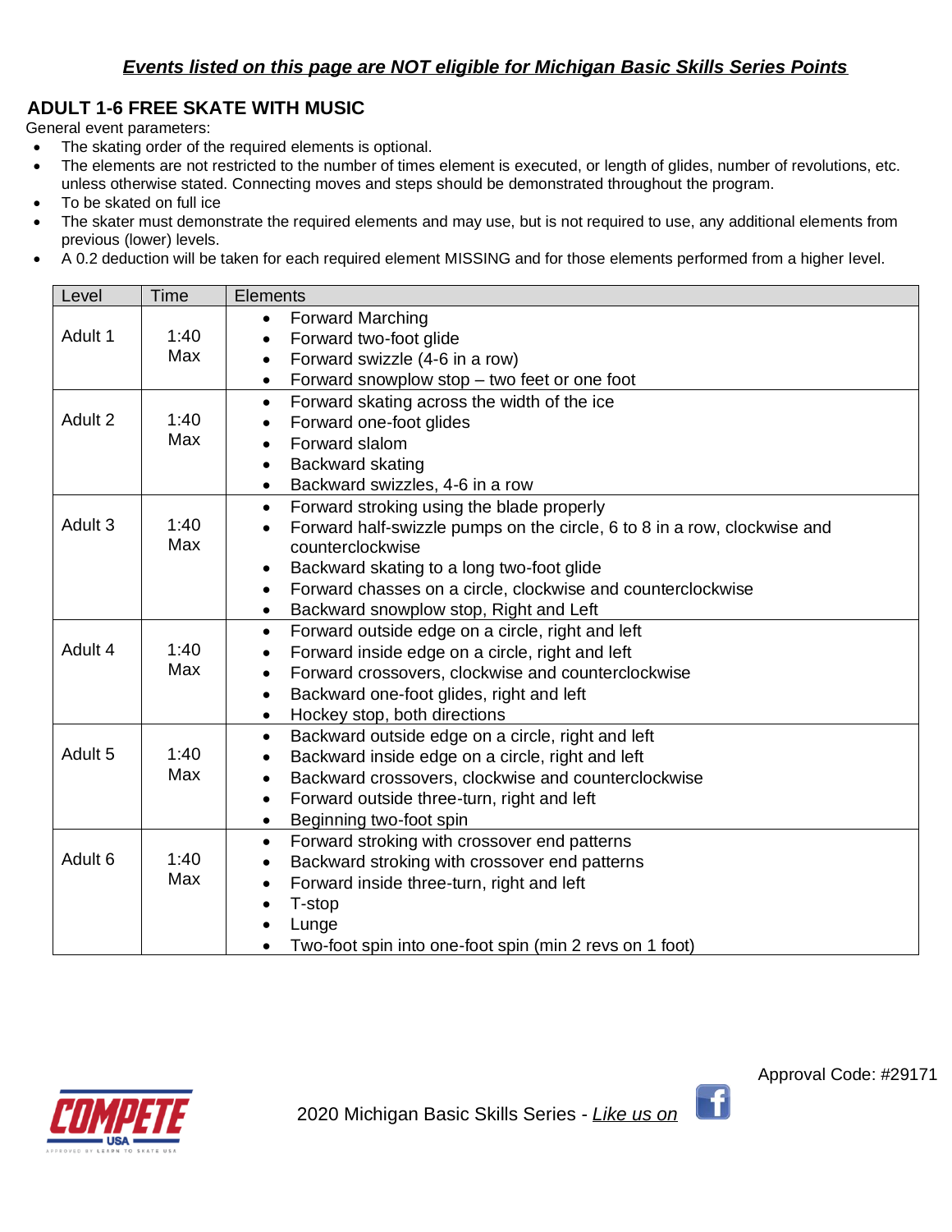***Events listed on this page are NOT eligible for Michigan Basic Skills Series Points***

## ADULT 1-6 FREE SKATE WITH MUSIC

General event parameters:

- The skating order of the required elements is optional.
- The elements are not restricted to the number of times element is executed, or length of glides, number of revolutions, etc. unless otherwise stated. Connecting moves and steps should be demonstrated throughout the program.
- To be skated on full ice
- The skater must demonstrate the required elements and may use, but is not required to use, any additional elements from previous (lower) levels.
- A 0.2 deduction will be taken for each required element MISSING and for those elements performed from a higher level.

| Level | Time | Elements |
|---|---|---|
| Adult 1 | 1:40 Max | • Forward Marching<br>• Forward two-foot glide<br>• Forward swizzle (4-6 in a row)<br>• Forward snowplow stop – two feet or one foot |
| Adult 2 | 1:40 Max | • Forward skating across the width of the ice<br>• Forward one-foot glides<br>• Forward slalom<br>• Backward skating<br>• Backward swizzles, 4-6 in a row |
| Adult 3 | 1:40 Max | • Forward stroking using the blade properly<br>• Forward half-swizzle pumps on the circle, 6 to 8 in a row, clockwise and counterclockwise<br>• Backward skating to a long two-foot glide<br>• Forward chasses on a circle, clockwise and counterclockwise<br>• Backward snowplow stop, Right and Left |
| Adult 4 | 1:40 Max | • Forward outside edge on a circle, right and left<br>• Forward inside edge on a circle, right and left<br>• Forward crossovers, clockwise and counterclockwise<br>• Backward one-foot glides, right and left<br>• Hockey stop, both directions |
| Adult 5 | 1:40 Max | • Backward outside edge on a circle, right and left<br>• Backward inside edge on a circle, right and left<br>• Backward crossovers, clockwise and counterclockwise<br>• Forward outside three-turn, right and left<br>• Beginning two-foot spin |
| Adult 6 | 1:40 Max | • Forward stroking with crossover end patterns<br>• Backward stroking with crossover end patterns<br>• Forward inside three-turn, right and left<br>• T-stop<br>• Lunge<br>• Two-foot spin into one-foot spin (min 2 revs on 1 foot) |

Approval Code: #29171

2020 Michigan Basic Skills Series - *Like us on*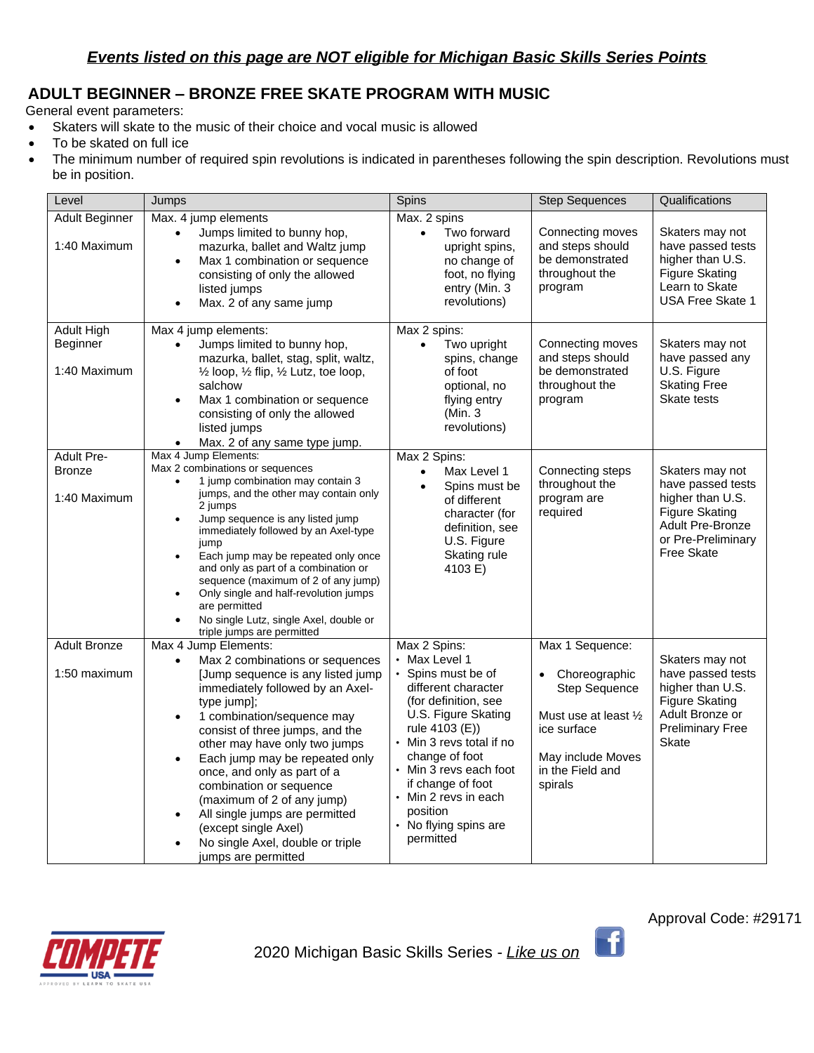***Events listed on this page are NOT eligible for Michigan Basic Skills Series Points***

## ADULT BEGINNER – BRONZE FREE SKATE PROGRAM WITH MUSIC

General event parameters:

- Skaters will skate to the music of their choice and vocal music is allowed
- To be skated on full ice
- The minimum number of required spin revolutions is indicated in parentheses following the spin description. Revolutions must be in position.

| Level | Jumps | Spins | Step Sequences | Qualifications |
|---|---|---|---|---|
| Adult Beginner<br><br>1:40 Maximum | Max. 4 jump elements<br>• Jumps limited to bunny hop, mazurka, ballet and Waltz jump<br>• Max 1 combination or sequence consisting of only the allowed listed jumps<br>• Max. 2 of any same jump | Max. 2 spins<br>• Two forward upright spins, no change of foot, no flying entry (Min. 3 revolutions) | Connecting moves and steps should be demonstrated throughout the program | Skaters may not have passed tests higher than U.S. Figure Skating Learn to Skate USA Free Skate 1 |
| Adult High Beginner<br><br>1:40 Maximum | Max 4 jump elements:<br>• Jumps limited to bunny hop, mazurka, ballet, stag, split, waltz, ½ loop, ½ flip, ½ Lutz, toe loop, salchow<br>• Max 1 combination or sequence consisting of only the allowed listed jumps<br>• Max. 2 of any same type jump. | Max 2 spins:<br>• Two upright spins, change of foot optional, no flying entry (Min. 3 revolutions) | Connecting moves and steps should be demonstrated throughout the program | Skaters may not have passed any U.S. Figure Skating Free Skate tests |
| Adult Pre-Bronze<br><br>1:40 Maximum | Max 4 Jump Elements:<br>Max 2 combinations or sequences<br>• 1 jump combination may contain 3 jumps, and the other may contain only 2 jumps<br>• Jump sequence is any listed jump immediately followed by an Axel-type jump<br>• Each jump may be repeated only once and only as part of a combination or sequence (maximum of 2 of any jump)<br>• Only single and half-revolution jumps are permitted<br>• No single Lutz, single Axel, double or triple jumps are permitted | Max 2 Spins:<br>• Max Level 1<br>• Spins must be of different character (for definition, see U.S. Figure Skating rule 4103 E) | Connecting steps throughout the program are required | Skaters may not have passed tests higher than U.S. Figure Skating Adult Pre-Bronze or Pre-Preliminary Free Skate |
| Adult Bronze<br><br>1:50 maximum | Max 4 Jump Elements:<br>• Max 2 combinations or sequences [Jump sequence is any listed jump immediately followed by an Axel-type jump];<br>• 1 combination/sequence may consist of three jumps, and the other may have only two jumps<br>• Each jump may be repeated only once, and only as part of a combination or sequence (maximum of 2 of any jump)<br>• All single jumps are permitted (except single Axel)<br>• No single Axel, double or triple jumps are permitted | Max 2 Spins:<br>• Max Level 1<br>• Spins must be of different character (for definition, see U.S. Figure Skating rule 4103 (E))<br>• Min 3 revs total if no change of foot<br>• Min 3 revs each foot if change of foot<br>• Min 2 revs in each position<br>• No flying spins are permitted | Max 1 Sequence:<br>• Choreographic Step Sequence<br><br>Must use at least ½ ice surface<br><br>May include Moves in the Field and spirals | Skaters may not have passed tests higher than U.S. Figure Skating Adult Bronze or Preliminary Free Skate |

Approval Code: #29171

2020 Michigan Basic Skills Series - *Like us on*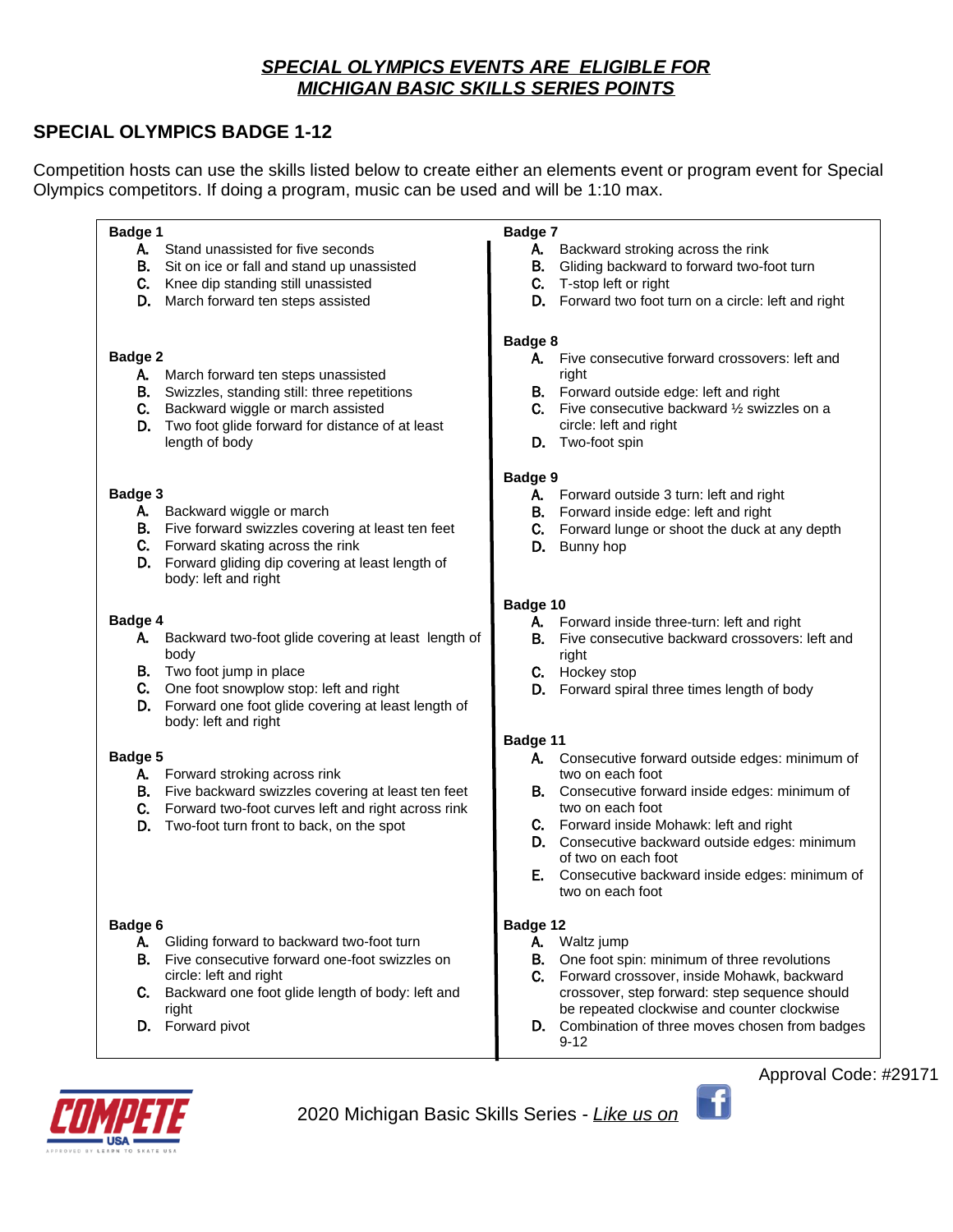***SPECIAL OLYMPICS EVENTS ARE ELIGIBLE FOR MICHIGAN BASIC SKILLS SERIES POINTS***

## SPECIAL OLYMPICS BADGE 1-12

Competition hosts can use the skills listed below to create either an elements event or program event for Special Olympics competitors. If doing a program, music can be used and will be 1:10 max.

**Badge 1**

- **A.** Stand unassisted for five seconds
- **B.** Sit on ice or fall and stand up unassisted
- **C.** Knee dip standing still unassisted
- **D.** March forward ten steps assisted

**Badge 2**

- **A.** March forward ten steps unassisted
- **B.** Swizzles, standing still: three repetitions
- **C.** Backward wiggle or march assisted
- **D.** Two foot glide forward for distance of at least length of body

**Badge 3**

- **A.** Backward wiggle or march
- **B.** Five forward swizzles covering at least ten feet
- **C.** Forward skating across the rink
- **D.** Forward gliding dip covering at least length of body: left and right

**Badge 4**

- **A.** Backward two-foot glide covering at least length of body
- **B.** Two foot jump in place
- **C.** One foot snowplow stop: left and right
- **D.** Forward one foot glide covering at least length of body: left and right

**Badge 5**

- **A.** Forward stroking across rink
- **B.** Five backward swizzles covering at least ten feet
- **C.** Forward two-foot curves left and right across rink
- **D.** Two-foot turn front to back, on the spot

**Badge 6**

- **A.** Gliding forward to backward two-foot turn
- **B.** Five consecutive forward one-foot swizzles on circle: left and right
- **C.** Backward one foot glide length of body: left and right
- **D.** Forward pivot

**Badge 7**

- **A.** Backward stroking across the rink
- **B.** Gliding backward to forward two-foot turn
- **C.** T-stop left or right
- **D.** Forward two foot turn on a circle: left and right

**Badge 8**

- **A.** Five consecutive forward crossovers: left and right
- **B.** Forward outside edge: left and right
- **C.** Five consecutive backward ½ swizzles on a circle: left and right
- **D.** Two-foot spin

**Badge 9**

- **A.** Forward outside 3 turn: left and right
- **B.** Forward inside edge: left and right
- **C.** Forward lunge or shoot the duck at any depth
- **D.** Bunny hop

**Badge 10**

- **A.** Forward inside three-turn: left and right
- **B.** Five consecutive backward crossovers: left and right
- **C.** Hockey stop
- **D.** Forward spiral three times length of body

**Badge 11**

- **A.** Consecutive forward outside edges: minimum of two on each foot
- **B.** Consecutive forward inside edges: minimum of two on each foot
- **C.** Forward inside Mohawk: left and right
- **D.** Consecutive backward outside edges: minimum of two on each foot
- **E.** Consecutive backward inside edges: minimum of two on each foot

**Badge 12**

- **A.** Waltz jump
- **B.** One foot spin: minimum of three revolutions
- **C.** Forward crossover, inside Mohawk, backward crossover, step forward: step sequence should be repeated clockwise and counter clockwise
- **D.** Combination of three moves chosen from badges 9-12

Approval Code: #29171

COMPETE USA — APPROVED BY LEARN TO SKATE USA

2020 Michigan Basic Skills Series - *Like us on*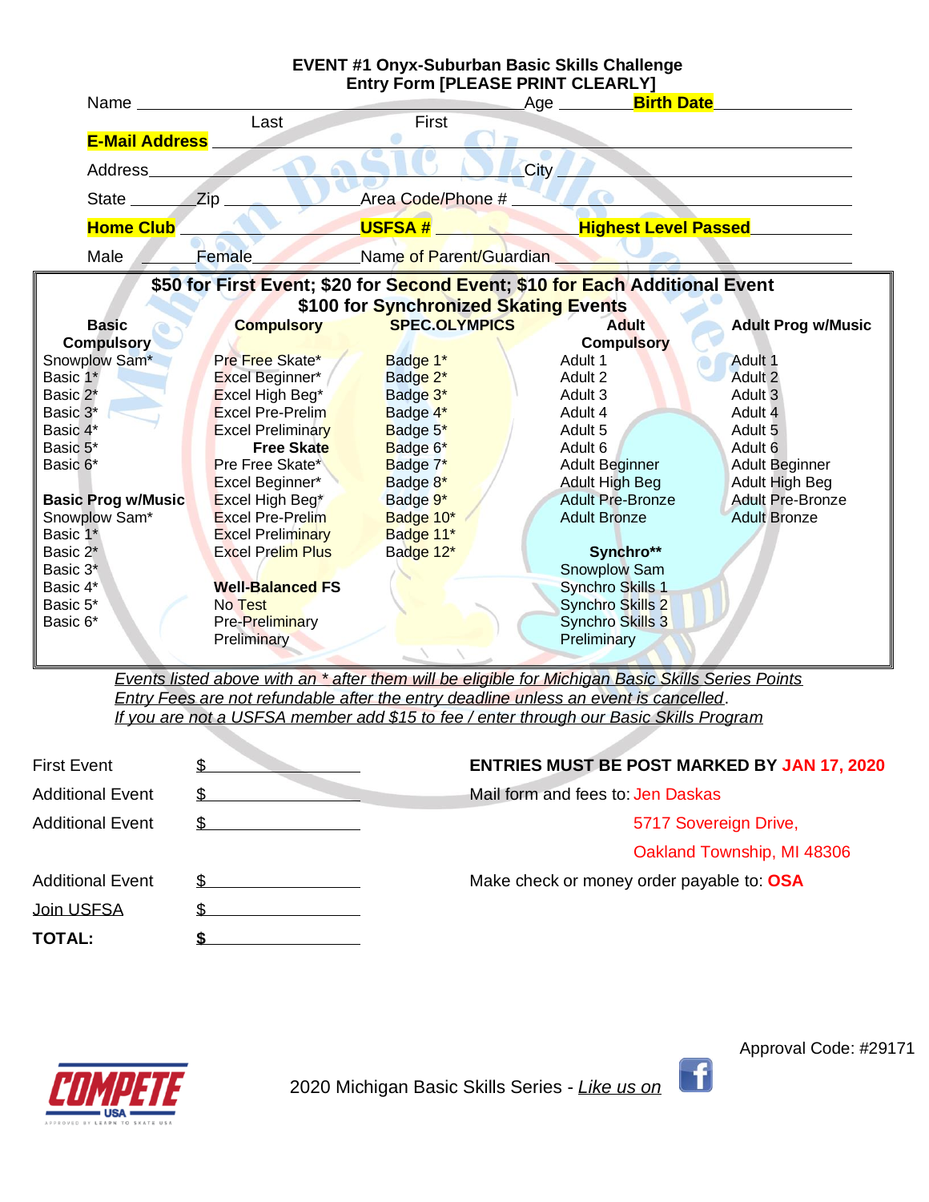# EVENT #1 Onyx-Suburban Basic Skills Challenge

## Entry Form [PLEASE PRINT CLEARLY]

Name \_\_\_\_\_\_\_\_\_\_\_\_\_\_\_\_\_\_\_\_\_\_\_\_\_\_\_\_\_\_\_\_\_\_\_\_\_\_\_\_ Age \_\_\_\_\_\_\_\_ **Birth Date** \_\_\_\_\_\_\_\_\_\_\_\_\_\_\_\_

Last                                   First

**E-Mail Address** \_\_\_\_\_\_\_\_\_\_\_\_\_\_\_\_\_\_\_\_\_\_\_\_\_\_\_\_\_\_\_\_\_\_\_\_\_\_\_\_\_\_\_\_\_\_\_\_\_\_\_\_\_\_\_\_

Address\_\_\_\_\_\_\_\_\_\_\_\_\_\_\_\_\_\_\_\_\_\_\_\_\_\_\_\_\_\_\_\_\_\_\_\_\_\_\_\_\_\_\_\_\_City \_\_\_\_\_\_\_\_\_\_\_\_\_\_\_\_\_\_\_\_\_\_\_\_\_\_\_

State \_\_\_\_\_\_\_Zip \_\_\_\_\_\_\_\_\_\_\_\_\_\_\_\_\_\_Area Code/Phone # \_\_\_\_\_\_\_\_\_\_\_\_\_\_\_\_\_\_\_\_\_\_\_\_\_\_\_\_\_\_\_\_

**Home Club** \_\_\_\_\_\_\_\_\_\_\_\_\_\_\_\_\_\_\_\_\_\_\_\_ **USFSA #** \_\_\_\_\_\_\_\_\_\_\_\_\_\_\_\_\_\_ **Highest Level Passed** \_\_\_\_\_\_\_\_\_\_\_\_\_

Male \_\_\_\_\_\_\_Female\_\_\_\_\_\_\_\_\_\_\_\_\_\_\_\_Name of Parent/Guardian \_\_\_\_\_\_\_\_\_\_\_\_\_\_\_\_\_\_\_\_\_\_\_\_\_\_\_\_\_\_

**$50 for First Event; $20 for Second Event; $10 for Each Additional Event**

**$100 for Synchronized Skating Events**

| Basic Compulsory | Compulsory | SPEC.OLYMPICS | Adult Compulsory | Adult Prog w/Music |
|---|---|---|---|---|
| Snowplow Sam* | Pre Free Skate* | Badge 1* | Adult 1 | Adult 1 |
| Basic 1* | Excel Beginner* | Badge 2* | Adult 2 | Adult 2 |
| Basic 2* | Excel High Beg* | Badge 3* | Adult 3 | Adult 3 |
| Basic 3* | Excel Pre-Prelim | Badge 4* | Adult 4 | Adult 4 |
| Basic 4* | Excel Preliminary | Badge 5* | Adult 5 | Adult 5 |
| Basic 5* | **Free Skate** | Badge 6* | Adult 6 | Adult 6 |
| Basic 6* | Pre Free Skate* | Badge 7* | Adult Beginner | Adult Beginner |
| | Excel Beginner* | Badge 8* | Adult High Beg | Adult High Beg |
| **Basic Prog w/Music** | Excel High Beg* | Badge 9* | Adult Pre-Bronze | Adult Pre-Bronze |
| Snowplow Sam* | Excel Pre-Prelim | Badge 10* | Adult Bronze | Adult Bronze |
| Basic 1* | Excel Preliminary | Badge 11* | | |
| Basic 2* | Excel Prelim Plus | Badge 12* | **Synchro**** | |
| Basic 3* | | | Snowplow Sam | |
| Basic 4* | **Well-Balanced FS** | | Synchro Skills 1 | |
| Basic 5* | No Test | | Synchro Skills 2 | |
| Basic 6* | Pre-Preliminary | | Synchro Skills 3 | |
| | Preliminary | | Preliminary | |

*Events listed above with an * after them will be eligible for Michigan Basic Skills Series Points*

*Entry Fees are not refundable after the entry deadline unless an event is cancelled.*

*If you are not a USFSA member add $15 to fee / enter through our Basic Skills Program*

First Event $\_\_\_\_\_\_\_\_\_\_\_\_\_\_\_\_

Additional Event $\_\_\_\_\_\_\_\_\_\_\_\_\_\_\_\_

Additional Event $\_\_\_\_\_\_\_\_\_\_\_\_\_\_\_\_

Additional Event $\_\_\_\_\_\_\_\_\_\_\_\_\_\_\_\_

Join USFSA $\_\_\_\_\_\_\_\_\_\_\_\_\_\_\_\_

**TOTAL:** **$**\_\_\_\_\_\_\_\_\_\_\_\_\_\_\_\_

**ENTRIES MUST BE POST MARKED BY JAN 17, 2020**

Mail form and fees to: Jen Daskas
5717 Sovereign Drive,
Oakland Township, MI 48306

Make check or money order payable to: **OSA**

Approval Code: #29171

2020 Michigan Basic Skills Series - *Like us on*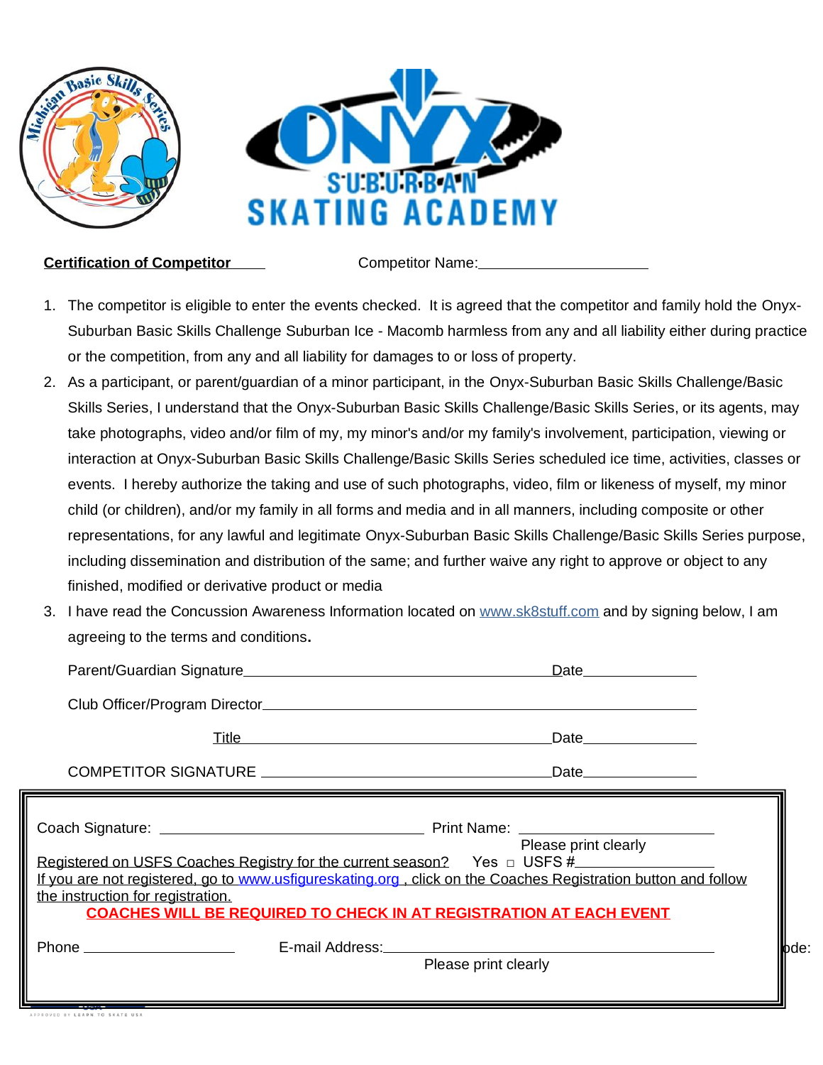**Certification of Competitor** Competitor Name:____________________

1. The competitor is eligible to enter the events checked. It is agreed that the competitor and family hold the Onyx-Suburban Basic Skills Challenge Suburban Ice - Macomb harmless from any and all liability either during practice or the competition, from any and all liability for damages to or loss of property.
2. As a participant, or parent/guardian of a minor participant, in the Onyx-Suburban Basic Skills Challenge/Basic Skills Series, I understand that the Onyx-Suburban Basic Skills Challenge/Basic Skills Series, or its agents, may take photographs, video and/or film of my, my minor's and/or my family's involvement, participation, viewing or interaction at Onyx-Suburban Basic Skills Challenge/Basic Skills Series scheduled ice time, activities, classes or events. I hereby authorize the taking and use of such photographs, video, film or likeness of myself, my minor child (or children), and/or my family in all forms and media and in all manners, including composite or other representations, for any lawful and legitimate Onyx-Suburban Basic Skills Challenge/Basic Skills Series purpose, including dissemination and distribution of the same; and further waive any right to approve or object to any finished, modified or derivative product or media
3. I have read the Concussion Awareness Information located on www.sk8stuff.com and by signing below, I am agreeing to the terms and conditions.

Parent/Guardian Signature________________________________________ Date______________

Club Officer/Program Director______________________________________________________

Title________________________________________ Date______________

COMPETITOR SIGNATURE ________________________________ Date______________

Coach Signature: ______________________________ Print Name: ______________________
Please print clearly

Registered on USFS Coaches Registry for the current season? Yes □ USFS #________________

If you are not registered, go to www.usfigureskating.org , click on the Coaches Registration button and follow the instruction for registration.

**COACHES WILL BE REQUIRED TO CHECK IN AT REGISTRATION AT EACH EVENT**

Phone ____________________ E-mail Address:______________________________________
Please print clearly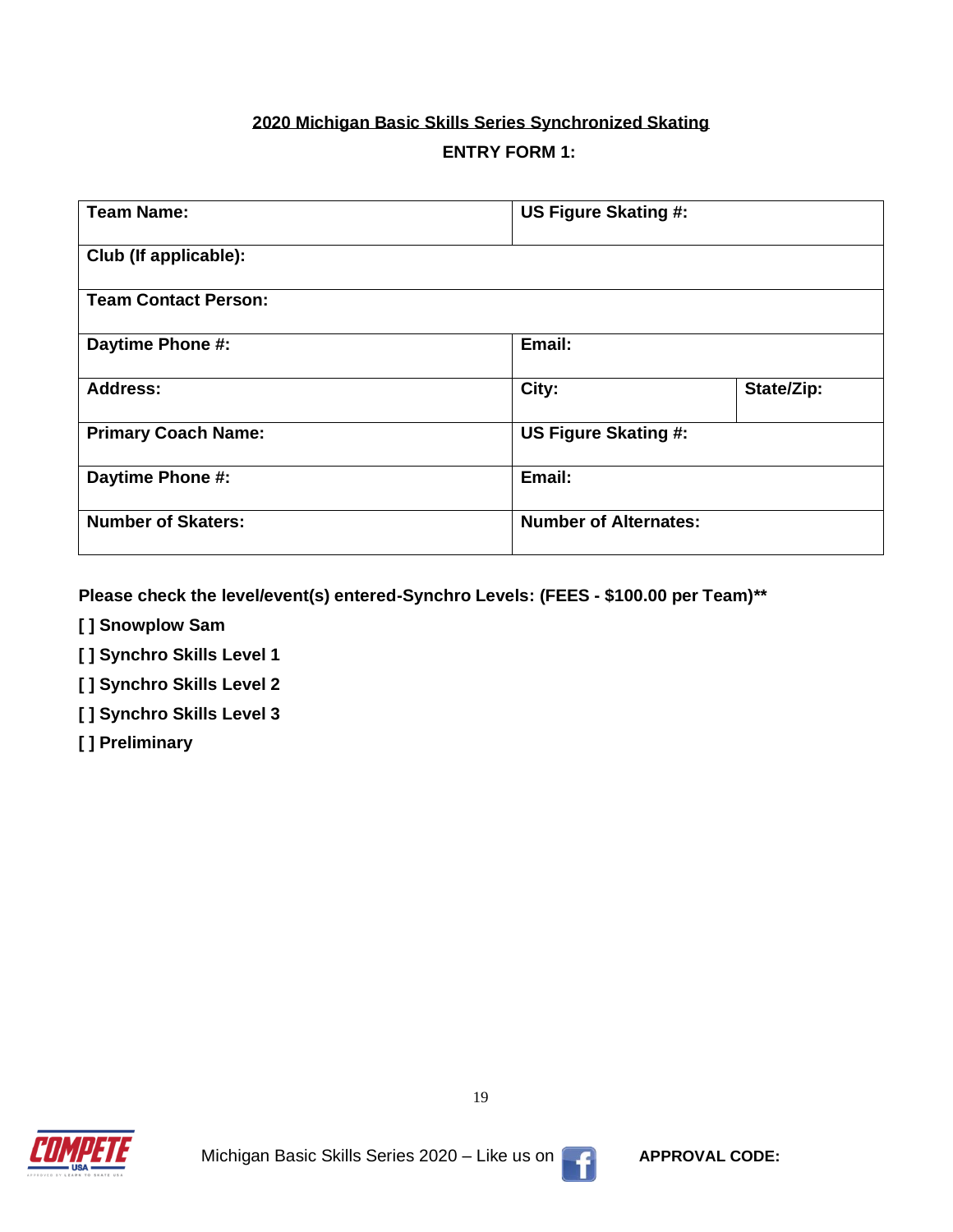## 2020 Michigan Basic Skills Series Synchronized Skating

**ENTRY FORM 1:**

| **Team Name:** | **US Figure Skating #:** | |
|---|---|---|
| **Club (If applicable):** | | |
| **Team Contact Person:** | | |
| **Daytime Phone #:** | **Email:** | |
| **Address:** | **City:** | **State/Zip:** |
| **Primary Coach Name:** | **US Figure Skating #:** | |
| **Daytime Phone #:** | **Email:** | |
| **Number of Skaters:** | **Number of Alternates:** | |

**Please check the level/event(s) entered-Synchro Levels: (FEES - $100.00 per Team)****

**[ ] Snowplow Sam**

**[ ] Synchro Skills Level 1**

**[ ] Synchro Skills Level 2**

**[ ] Synchro Skills Level 3**

**[ ] Preliminary**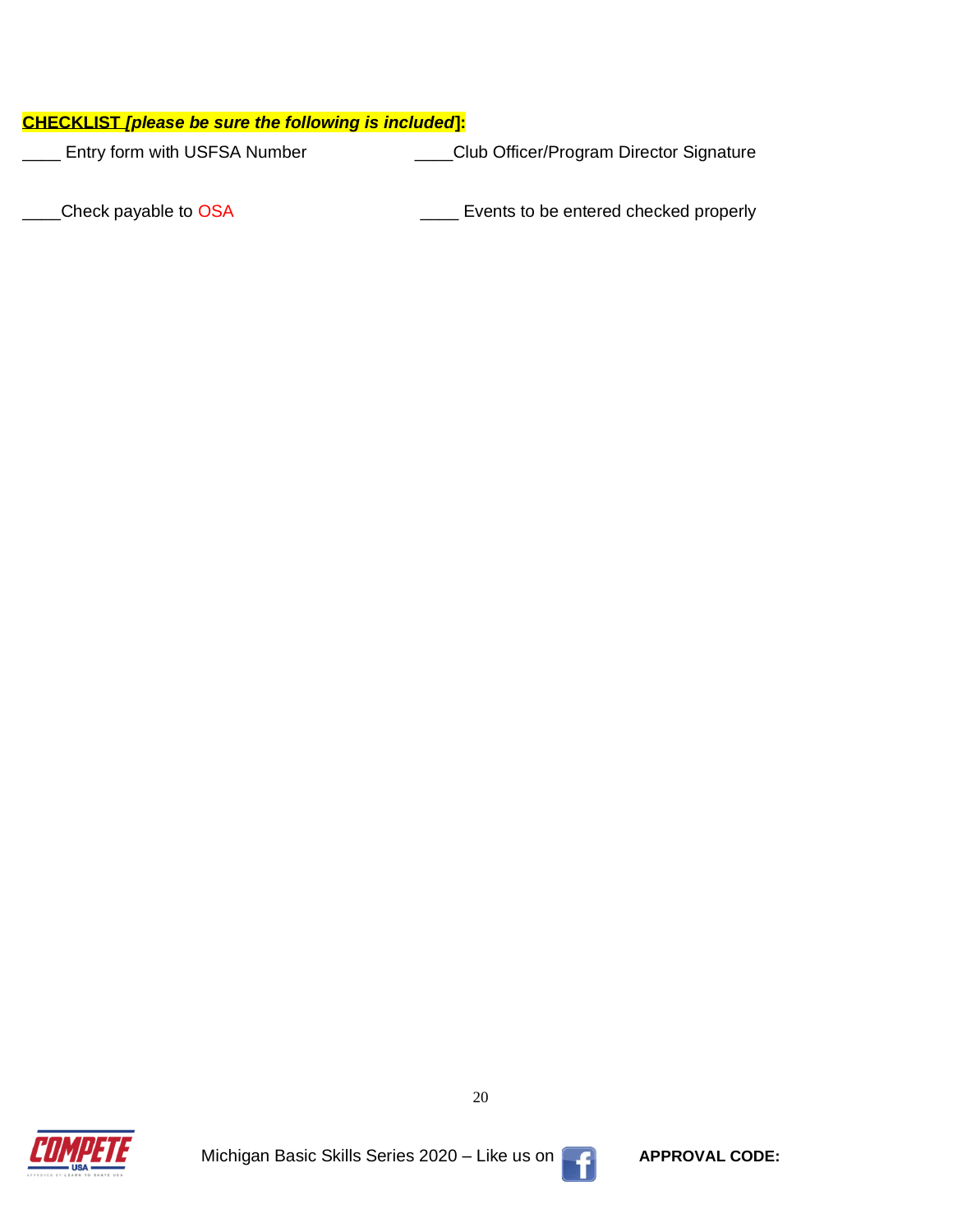**CHECKLIST *[please be sure the following is included*]:**

____ Entry form with USFSA Number

____Club Officer/Program Director Signature

____Check payable to OSA

____ Events to be entered checked properly